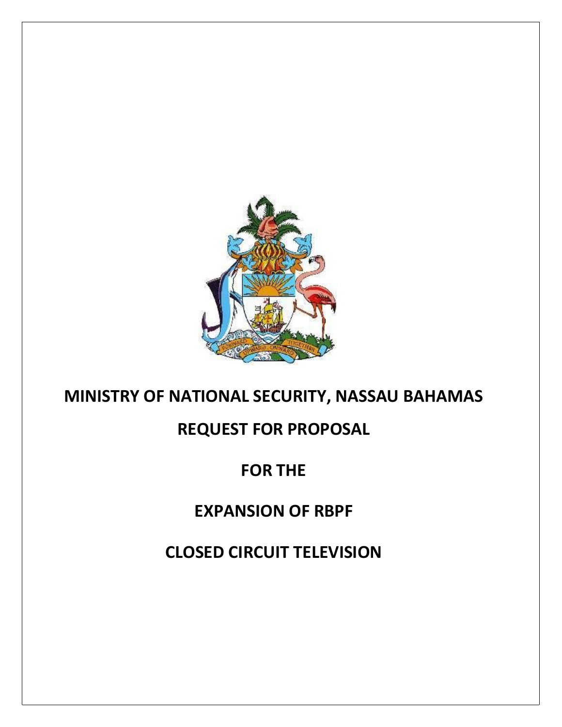# MINISTRY OF NATIONAL SECURITY, NASSAU BAHAMAS

# REQUEST FOR PROPOSAL

# FOR THE

# EXPANSION OF RBPF

# CLOSED CIRCUIT TELEVISION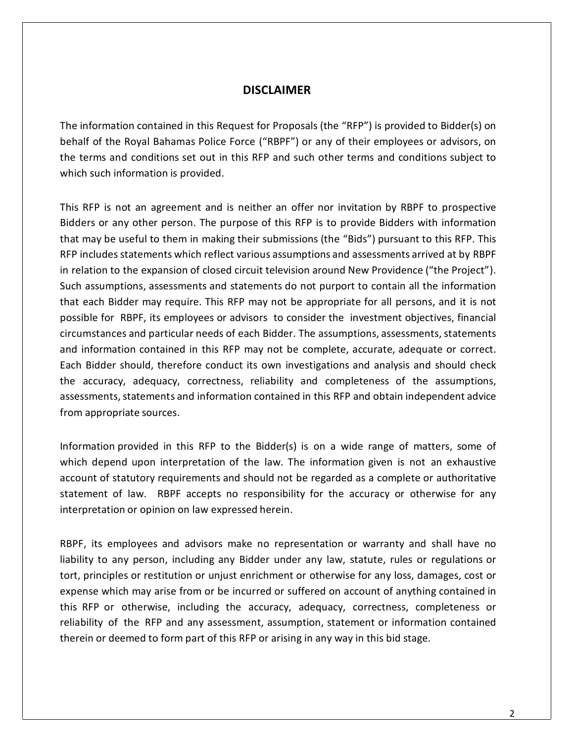## DISCLAIMER

The information contained in this Request for Proposals (the "RFP") is provided to Bidder(s) on behalf of the Royal Bahamas Police Force ("RBPF") or any of their employees or advisors, on the terms and conditions set out in this RFP and such other terms and conditions subject to which such information is provided.

This RFP is not an agreement and is neither an offer nor invitation by RBPF to prospective Bidders or any other person. The purpose of this RFP is to provide Bidders with information that may be useful to them in making their submissions (the "Bids") pursuant to this RFP. This RFP includes statements which reflect various assumptions and assessments arrived at by RBPF in relation to the expansion of closed circuit television around New Providence ("the Project"). Such assumptions, assessments and statements do not purport to contain all the information that each Bidder may require. This RFP may not be appropriate for all persons, and it is not possible for RBPF, its employees or advisors to consider the investment objectives, financial circumstances and particular needs of each Bidder. The assumptions, assessments, statements and information contained in this RFP may not be complete, accurate, adequate or correct. Each Bidder should, therefore conduct its own investigations and analysis and should check the accuracy, adequacy, correctness, reliability and completeness of the assumptions, assessments, statements and information contained in this RFP and obtain independent advice from appropriate sources.

Information provided in this RFP to the Bidder(s) is on a wide range of matters, some of which depend upon interpretation of the law. The information given is not an exhaustive account of statutory requirements and should not be regarded as a complete or authoritative statement of law. RBPF accepts no responsibility for the accuracy or otherwise for any interpretation or opinion on law expressed herein.

RBPF, its employees and advisors make no representation or warranty and shall have no liability to any person, including any Bidder under any law, statute, rules or regulations or tort, principles or restitution or unjust enrichment or otherwise for any loss, damages, cost or expense which may arise from or be incurred or suffered on account of anything contained in this RFP or otherwise, including the accuracy, adequacy, correctness, completeness or reliability of the RFP and any assessment, assumption, statement or information contained therein or deemed to form part of this RFP or arising in any way in this bid stage.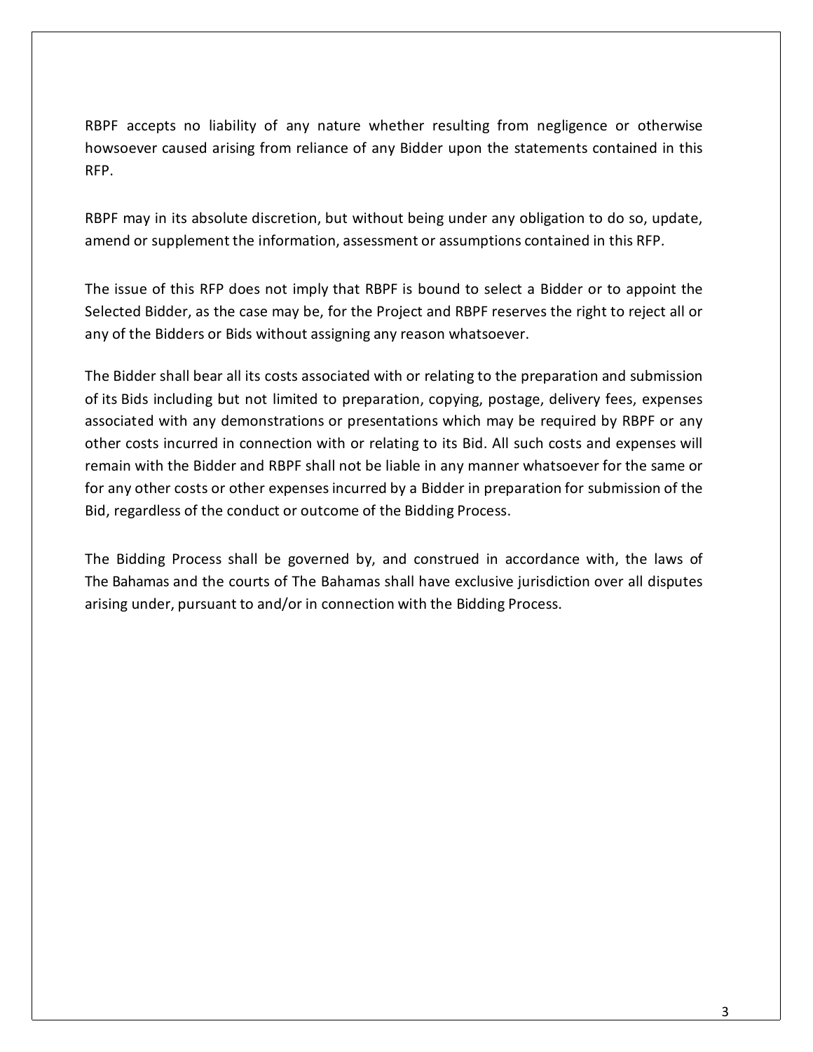RBPF accepts no liability of any nature whether resulting from negligence or otherwise howsoever caused arising from reliance of any Bidder upon the statements contained in this RFP.

RBPF may in its absolute discretion, but without being under any obligation to do so, update, amend or supplement the information, assessment or assumptions contained in this RFP.

The issue of this RFP does not imply that RBPF is bound to select a Bidder or to appoint the Selected Bidder, as the case may be, for the Project and RBPF reserves the right to reject all or any of the Bidders or Bids without assigning any reason whatsoever.

The Bidder shall bear all its costs associated with or relating to the preparation and submission of its Bids including but not limited to preparation, copying, postage, delivery fees, expenses associated with any demonstrations or presentations which may be required by RBPF or any other costs incurred in connection with or relating to its Bid. All such costs and expenses will remain with the Bidder and RBPF shall not be liable in any manner whatsoever for the same or for any other costs or other expenses incurred by a Bidder in preparation for submission of the Bid, regardless of the conduct or outcome of the Bidding Process.

The Bidding Process shall be governed by, and construed in accordance with, the laws of The Bahamas and the courts of The Bahamas shall have exclusive jurisdiction over all disputes arising under, pursuant to and/or in connection with the Bidding Process.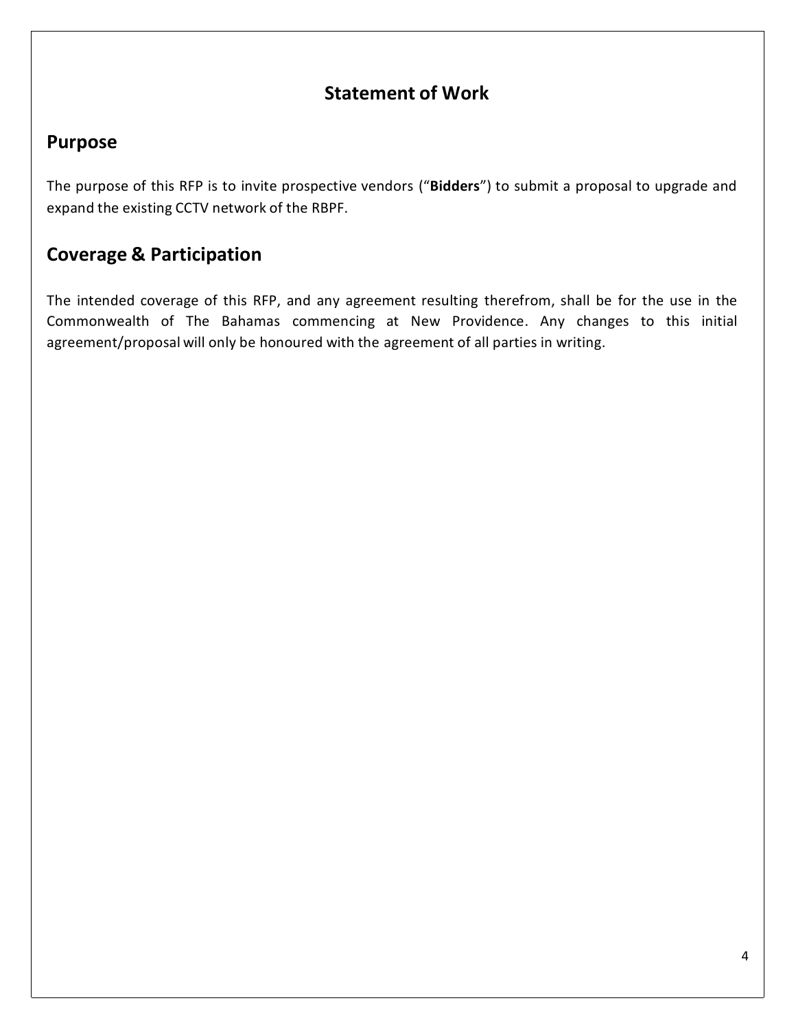# Statement of Work

## Purpose

The purpose of this RFP is to invite prospective vendors ("**Bidders**") to submit a proposal to upgrade and expand the existing CCTV network of the RBPF.

## Coverage & Participation

The intended coverage of this RFP, and any agreement resulting therefrom, shall be for the use in the Commonwealth of The Bahamas commencing at New Providence. Any changes to this initial agreement/proposal will only be honoured with the agreement of all parties in writing.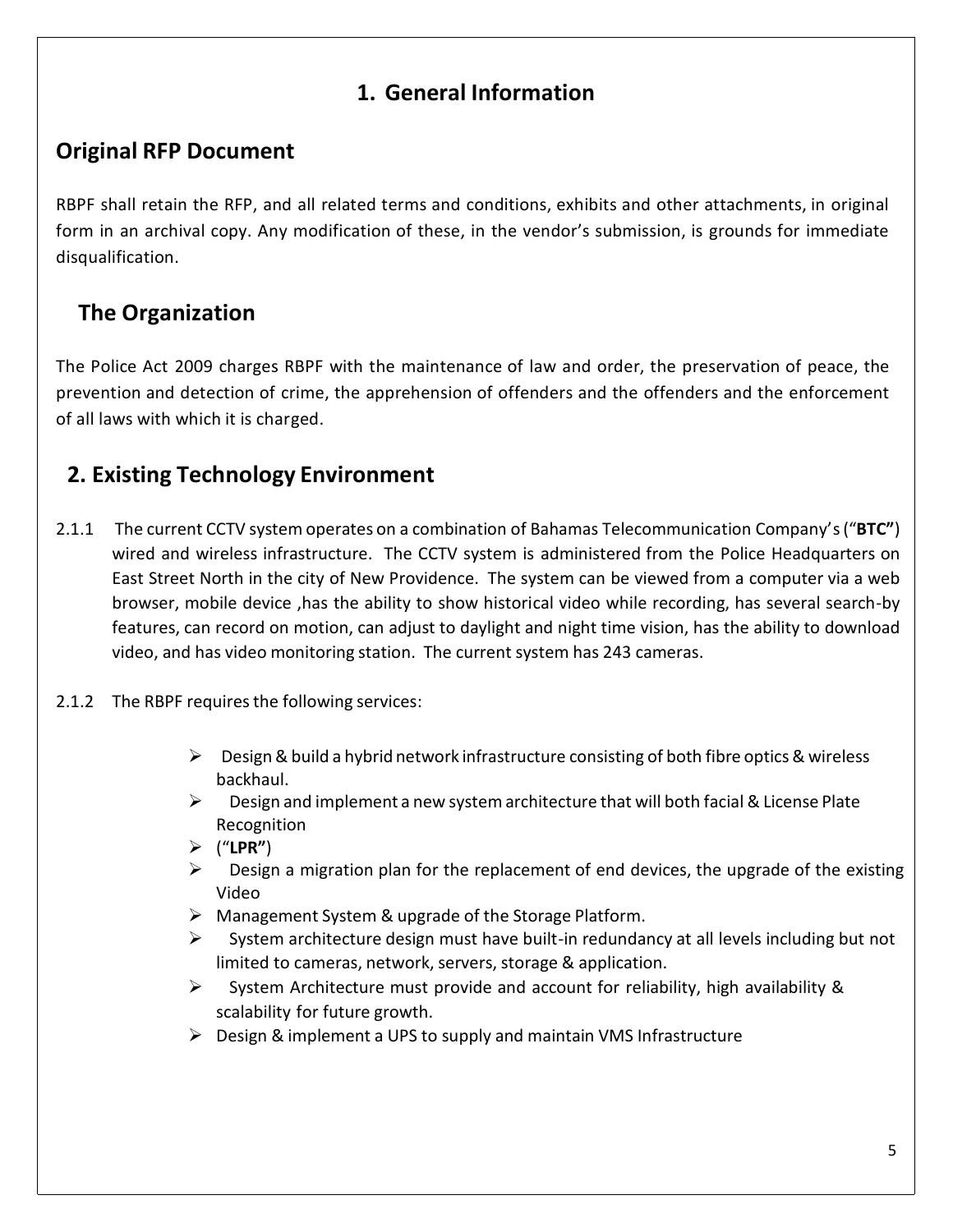# 1. General Information

## Original RFP Document

RBPF shall retain the RFP, and all related terms and conditions, exhibits and other attachments, in original form in an archival copy. Any modification of these, in the vendor's submission, is grounds for immediate disqualification.

## The Organization

The Police Act 2009 charges RBPF with the maintenance of law and order, the preservation of peace, the prevention and detection of crime, the apprehension of offenders and the offenders and the enforcement of all laws with which it is charged.

# 2. Existing Technology Environment

2.1.1 The current CCTV system operates on a combination of Bahamas Telecommunication Company's ("**BTC"**) wired and wireless infrastructure. The CCTV system is administered from the Police Headquarters on East Street North in the city of New Providence. The system can be viewed from a computer via a web browser, mobile device ,has the ability to show historical video while recording, has several search-by features, can record on motion, can adjust to daylight and night time vision, has the ability to download video, and has video monitoring station. The current system has 243 cameras.

2.1.2 The RBPF requires the following services:

- Design & build a hybrid network infrastructure consisting of both fibre optics & wireless backhaul.
- Design and implement a new system architecture that will both facial & License Plate Recognition
- ("**LPR"**)
- Design a migration plan for the replacement of end devices, the upgrade of the existing Video
- Management System & upgrade of the Storage Platform.
- System architecture design must have built-in redundancy at all levels including but not limited to cameras, network, servers, storage & application.
- System Architecture must provide and account for reliability, high availability & scalability for future growth.
- Design & implement a UPS to supply and maintain VMS Infrastructure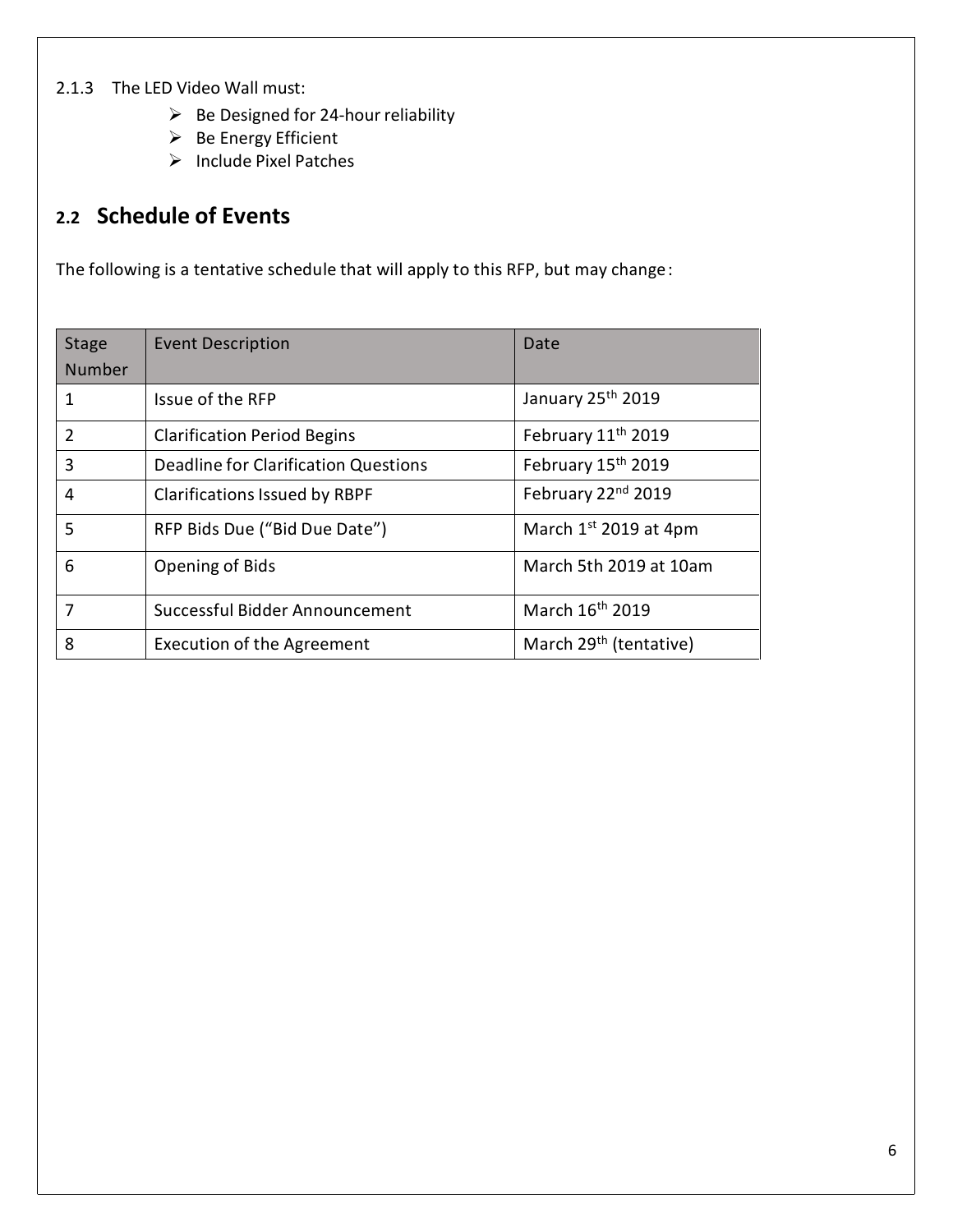2.1.3 The LED Video Wall must:

- Be Designed for 24-hour reliability
- Be Energy Efficient
- Include Pixel Patches

## 2.2 Schedule of Events

The following is a tentative schedule that will apply to this RFP, but may change:

| Stage Number | Event Description | Date |
|---|---|---|
| 1 | Issue of the RFP | January 25th 2019 |
| 2 | Clarification Period Begins | February 11th 2019 |
| 3 | Deadline for Clarification Questions | February 15th 2019 |
| 4 | Clarifications Issued by RBPF | February 22nd 2019 |
| 5 | RFP Bids Due (“Bid Due Date”) | March 1st 2019 at 4pm |
| 6 | Opening of Bids | March 5th 2019 at 10am |
| 7 | Successful Bidder Announcement | March 16th 2019 |
| 8 | Execution of the Agreement | March 29th (tentative) |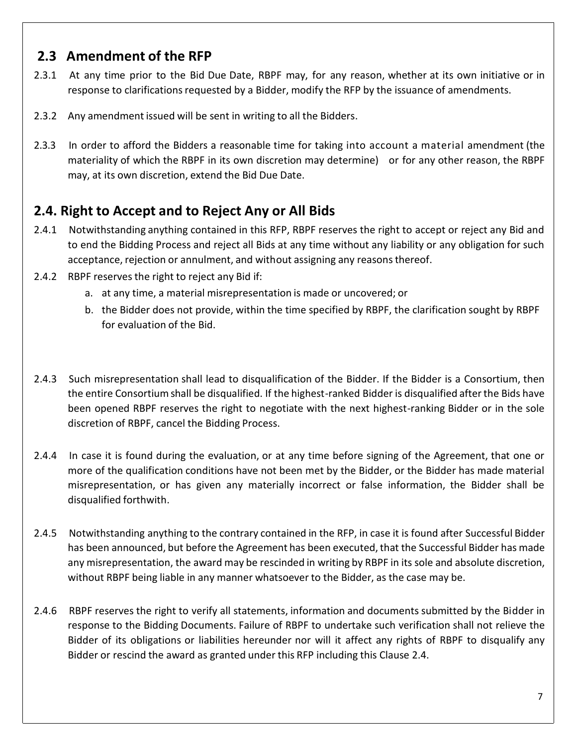## 2.3 Amendment of the RFP

2.3.1 At any time prior to the Bid Due Date, RBPF may, for any reason, whether at its own initiative or in response to clarifications requested by a Bidder, modify the RFP by the issuance of amendments.

2.3.2 Any amendment issued will be sent in writing to all the Bidders.

2.3.3 In order to afford the Bidders a reasonable time for taking into account a material amendment (the materiality of which the RBPF in its own discretion may determine) or for any other reason, the RBPF may, at its own discretion, extend the Bid Due Date.

## 2.4. Right to Accept and to Reject Any or All Bids

2.4.1 Notwithstanding anything contained in this RFP, RBPF reserves the right to accept or reject any Bid and to end the Bidding Process and reject all Bids at any time without any liability or any obligation for such acceptance, rejection or annulment, and without assigning any reasons thereof.

2.4.2 RBPF reserves the right to reject any Bid if:

a. at any time, a material misrepresentation is made or uncovered; or
b. the Bidder does not provide, within the time specified by RBPF, the clarification sought by RBPF for evaluation of the Bid.

2.4.3 Such misrepresentation shall lead to disqualification of the Bidder. If the Bidder is a Consortium, then the entire Consortium shall be disqualified. If the highest-ranked Bidder is disqualified after the Bids have been opened RBPF reserves the right to negotiate with the next highest-ranking Bidder or in the sole discretion of RBPF, cancel the Bidding Process.

2.4.4 In case it is found during the evaluation, or at any time before signing of the Agreement, that one or more of the qualification conditions have not been met by the Bidder, or the Bidder has made material misrepresentation, or has given any materially incorrect or false information, the Bidder shall be disqualified forthwith.

2.4.5 Notwithstanding anything to the contrary contained in the RFP, in case it is found after Successful Bidder has been announced, but before the Agreement has been executed, that the Successful Bidder has made any misrepresentation, the award may be rescinded in writing by RBPF in its sole and absolute discretion, without RBPF being liable in any manner whatsoever to the Bidder, as the case may be.

2.4.6 RBPF reserves the right to verify all statements, information and documents submitted by the Bidder in response to the Bidding Documents. Failure of RBPF to undertake such verification shall not relieve the Bidder of its obligations or liabilities hereunder nor will it affect any rights of RBPF to disqualify any Bidder or rescind the award as granted under this RFP including this Clause 2.4.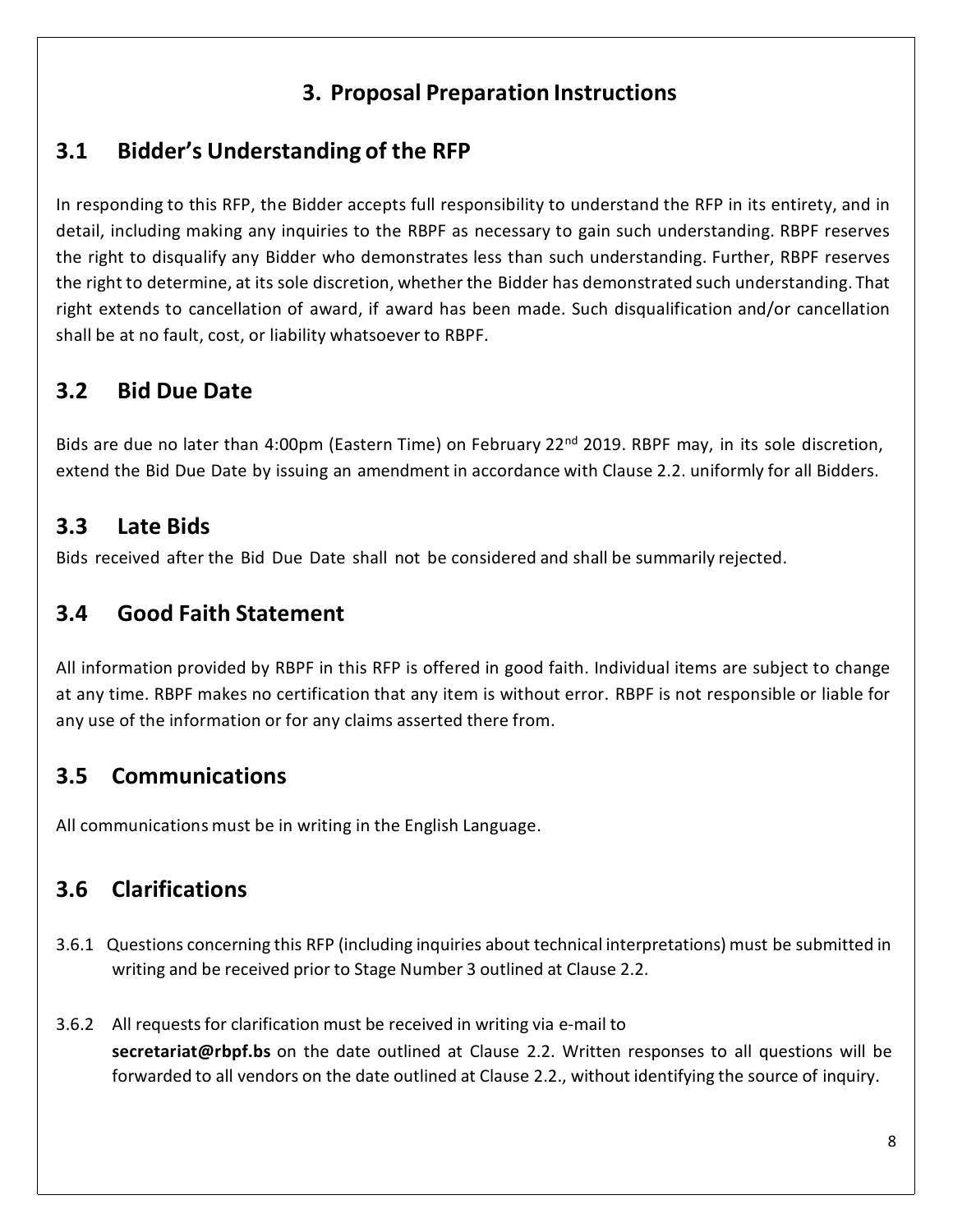# 3. Proposal Preparation Instructions

## 3.1 Bidder's Understanding of the RFP

In responding to this RFP, the Bidder accepts full responsibility to understand the RFP in its entirety, and in detail, including making any inquiries to the RBPF as necessary to gain such understanding. RBPF reserves the right to disqualify any Bidder who demonstrates less than such understanding. Further, RBPF reserves the right to determine, at its sole discretion, whether the Bidder has demonstrated such understanding. That right extends to cancellation of award, if award has been made. Such disqualification and/or cancellation shall be at no fault, cost, or liability whatsoever to RBPF.

## 3.2 Bid Due Date

Bids are due no later than 4:00pm (Eastern Time) on February 22nd 2019. RBPF may, in its sole discretion, extend the Bid Due Date by issuing an amendment in accordance with Clause 2.2. uniformly for all Bidders.

## 3.3 Late Bids

Bids received after the Bid Due Date shall not be considered and shall be summarily rejected.

## 3.4 Good Faith Statement

All information provided by RBPF in this RFP is offered in good faith. Individual items are subject to change at any time. RBPF makes no certification that any item is without error. RBPF is not responsible or liable for any use of the information or for any claims asserted there from.

## 3.5 Communications

All communications must be in writing in the English Language.

## 3.6 Clarifications

3.6.1 Questions concerning this RFP (including inquiries about technical interpretations) must be submitted in writing and be received prior to Stage Number 3 outlined at Clause 2.2.

3.6.2 All requests for clarification must be received in writing via e-mail to **secretariat@rbpf.bs** on the date outlined at Clause 2.2. Written responses to all questions will be forwarded to all vendors on the date outlined at Clause 2.2., without identifying the source of inquiry.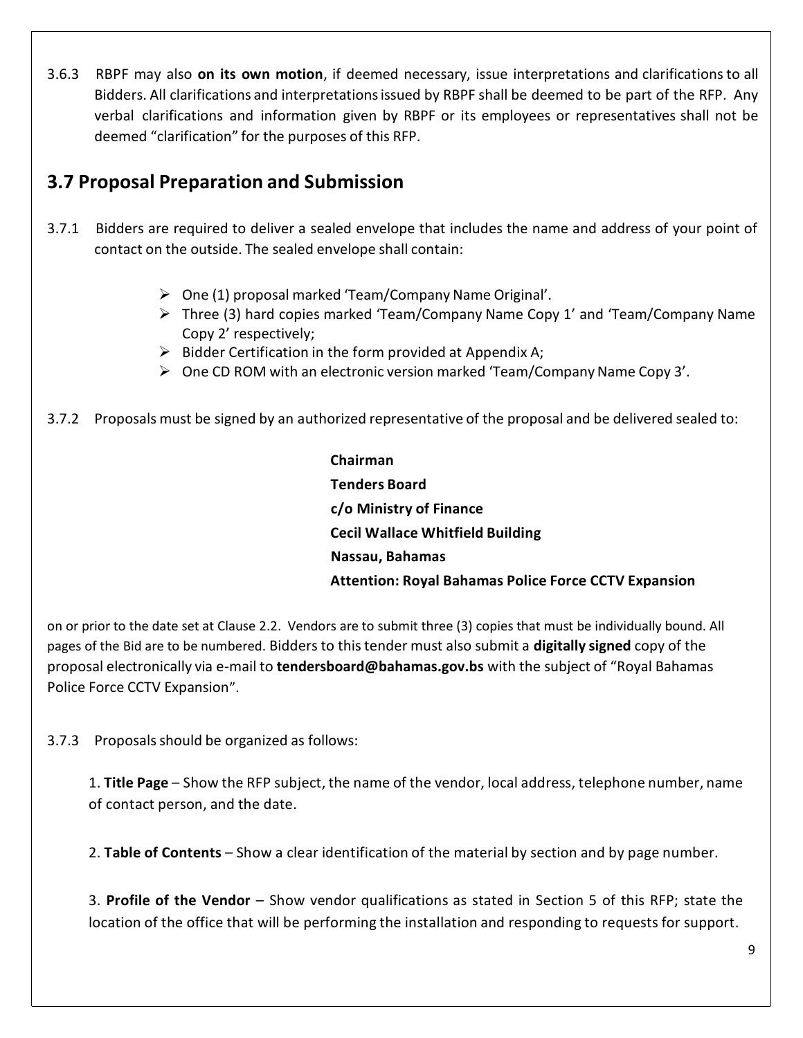3.6.3 RBPF may also **on its own motion**, if deemed necessary, issue interpretations and clarifications to all Bidders. All clarifications and interpretations issued by RBPF shall be deemed to be part of the RFP. Any verbal clarifications and information given by RBPF or its employees or representatives shall not be deemed "clarification" for the purposes of this RFP.

## 3.7 Proposal Preparation and Submission

3.7.1 Bidders are required to deliver a sealed envelope that includes the name and address of your point of contact on the outside. The sealed envelope shall contain:

- One (1) proposal marked 'Team/Company Name Original'.
- Three (3) hard copies marked 'Team/Company Name Copy 1' and 'Team/Company Name Copy 2' respectively;
- Bidder Certification in the form provided at Appendix A;
- One CD ROM with an electronic version marked 'Team/Company Name Copy 3'.

3.7.2 Proposals must be signed by an authorized representative of the proposal and be delivered sealed to:

**Chairman**
**Tenders Board**
**c/o Ministry of Finance**
**Cecil Wallace Whitfield Building**
**Nassau, Bahamas**
**Attention: Royal Bahamas Police Force CCTV Expansion**

on or prior to the date set at Clause 2.2. Vendors are to submit three (3) copies that must be individually bound. All pages of the Bid are to be numbered. Bidders to this tender must also submit a **digitally signed** copy of the proposal electronically via e-mail to **tendersboard@bahamas.gov.bs** with the subject of "Royal Bahamas Police Force CCTV Expansion".

3.7.3 Proposals should be organized as follows:

1. **Title Page** – Show the RFP subject, the name of the vendor, local address, telephone number, name of contact person, and the date.

2. **Table of Contents** – Show a clear identification of the material by section and by page number.

3. **Profile of the Vendor** – Show vendor qualifications as stated in Section 5 of this RFP; state the location of the office that will be performing the installation and responding to requests for support.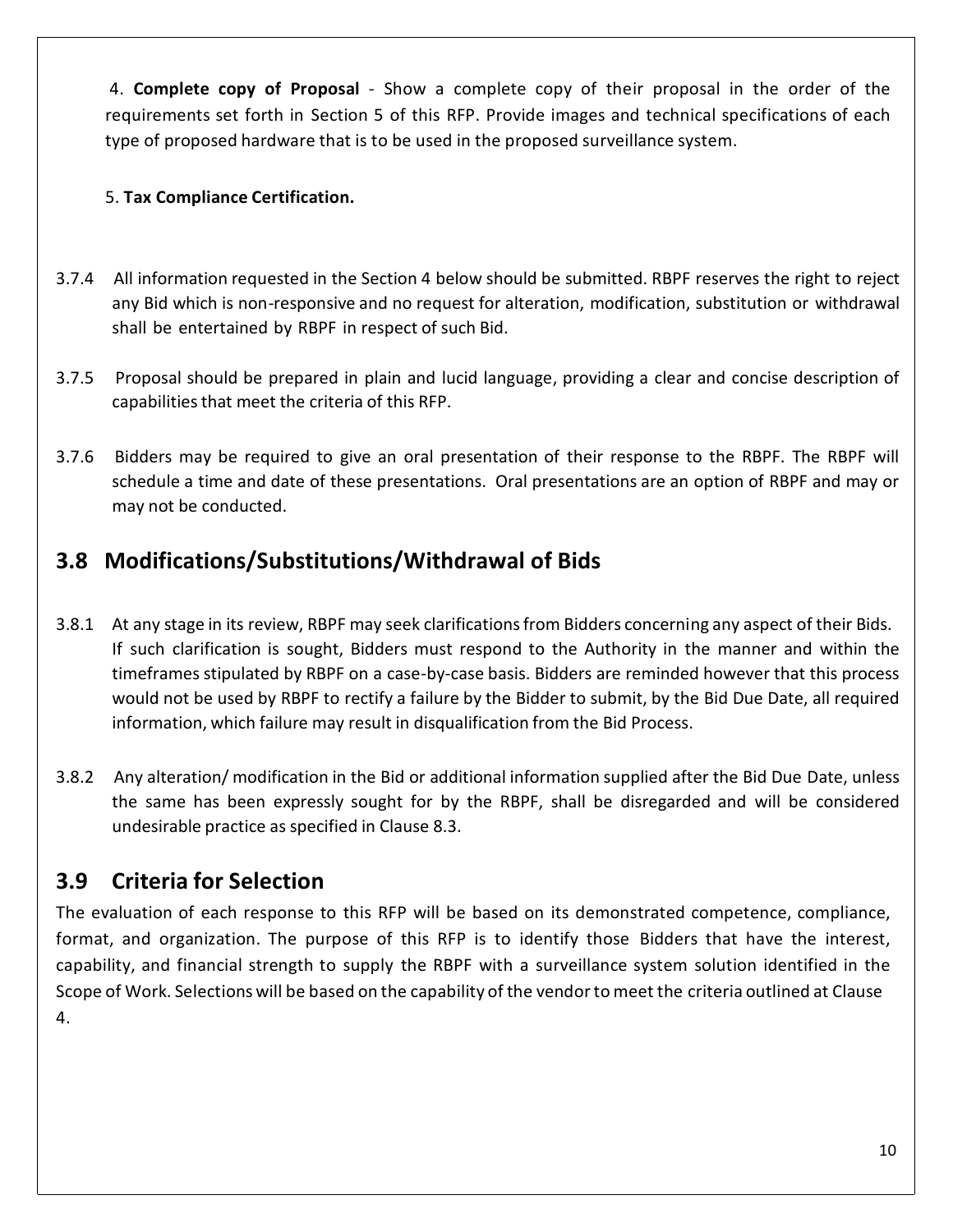4. **Complete copy of Proposal** - Show a complete copy of their proposal in the order of the requirements set forth in Section 5 of this RFP. Provide images and technical specifications of each type of proposed hardware that is to be used in the proposed surveillance system.

5. **Tax Compliance Certification.**

3.7.4 All information requested in the Section 4 below should be submitted. RBPF reserves the right to reject any Bid which is non-responsive and no request for alteration, modification, substitution or withdrawal shall be entertained by RBPF in respect of such Bid.

3.7.5 Proposal should be prepared in plain and lucid language, providing a clear and concise description of capabilities that meet the criteria of this RFP.

3.7.6 Bidders may be required to give an oral presentation of their response to the RBPF. The RBPF will schedule a time and date of these presentations. Oral presentations are an option of RBPF and may or may not be conducted.

## 3.8 Modifications/Substitutions/Withdrawal of Bids

3.8.1 At any stage in its review, RBPF may seek clarifications from Bidders concerning any aspect of their Bids. If such clarification is sought, Bidders must respond to the Authority in the manner and within the timeframes stipulated by RBPF on a case-by-case basis. Bidders are reminded however that this process would not be used by RBPF to rectify a failure by the Bidder to submit, by the Bid Due Date, all required information, which failure may result in disqualification from the Bid Process.

3.8.2 Any alteration/ modification in the Bid or additional information supplied after the Bid Due Date, unless the same has been expressly sought for by the RBPF, shall be disregarded and will be considered undesirable practice as specified in Clause 8.3.

## 3.9 Criteria for Selection

The evaluation of each response to this RFP will be based on its demonstrated competence, compliance, format, and organization. The purpose of this RFP is to identify those Bidders that have the interest, capability, and financial strength to supply the RBPF with a surveillance system solution identified in the Scope of Work. Selections will be based on the capability of the vendor to meet the criteria outlined at Clause 4.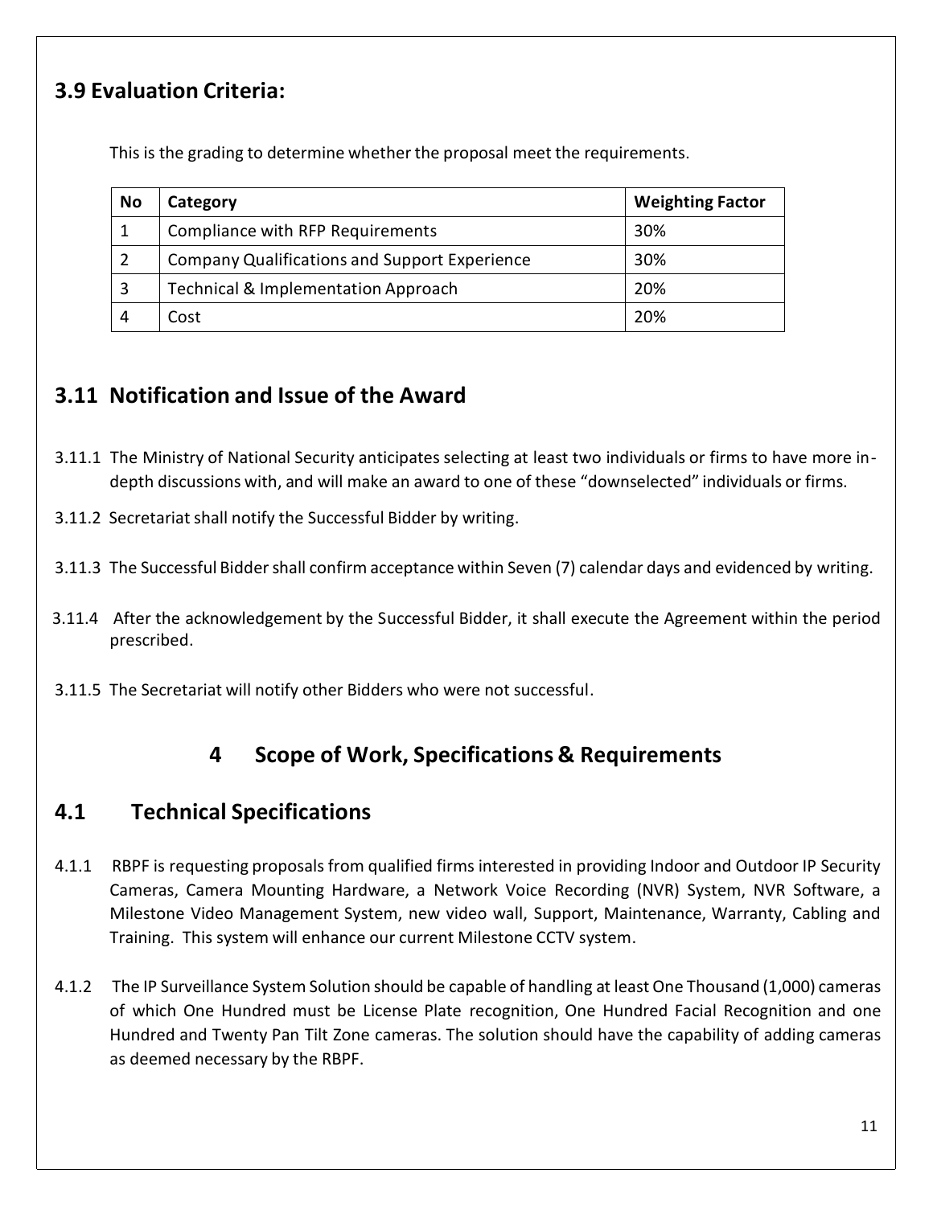## 3.9 Evaluation Criteria:

This is the grading to determine whether the proposal meet the requirements.

| No | Category | Weighting Factor |
|---|---|---|
| 1 | Compliance with RFP Requirements | 30% |
| 2 | Company Qualifications and Support Experience | 30% |
| 3 | Technical & Implementation Approach | 20% |
| 4 | Cost | 20% |

## 3.11 Notification and Issue of the Award

3.11.1 The Ministry of National Security anticipates selecting at least two individuals or firms to have more in-depth discussions with, and will make an award to one of these "downselected" individuals or firms.

3.11.2 Secretariat shall notify the Successful Bidder by writing.

3.11.3 The Successful Bidder shall confirm acceptance within Seven (7) calendar days and evidenced by writing.

3.11.4 After the acknowledgement by the Successful Bidder, it shall execute the Agreement within the period prescribed.

3.11.5 The Secretariat will notify other Bidders who were not successful.

# 4 Scope of Work, Specifications & Requirements

## 4.1 Technical Specifications

4.1.1 RBPF is requesting proposals from qualified firms interested in providing Indoor and Outdoor IP Security Cameras, Camera Mounting Hardware, a Network Voice Recording (NVR) System, NVR Software, a Milestone Video Management System, new video wall, Support, Maintenance, Warranty, Cabling and Training. This system will enhance our current Milestone CCTV system.

4.1.2 The IP Surveillance System Solution should be capable of handling at least One Thousand (1,000) cameras of which One Hundred must be License Plate recognition, One Hundred Facial Recognition and one Hundred and Twenty Pan Tilt Zone cameras. The solution should have the capability of adding cameras as deemed necessary by the RBPF.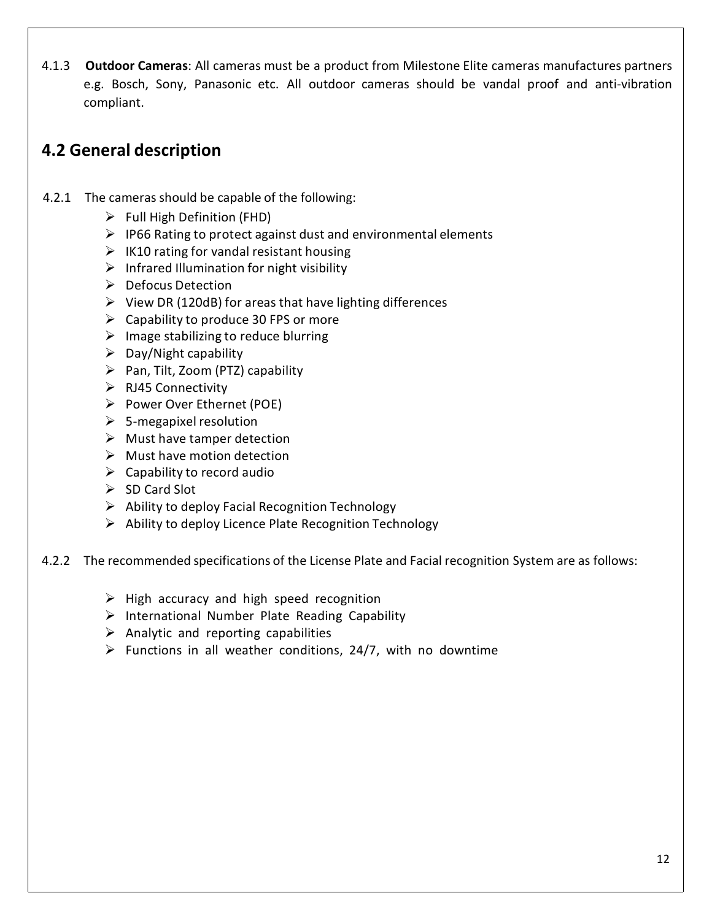4.1.3 **Outdoor Cameras**: All cameras must be a product from Milestone Elite cameras manufactures partners e.g. Bosch, Sony, Panasonic etc. All outdoor cameras should be vandal proof and anti-vibration compliant.

## 4.2 General description

4.2.1 The cameras should be capable of the following:

- Full High Definition (FHD)
- IP66 Rating to protect against dust and environmental elements
- IK10 rating for vandal resistant housing
- Infrared Illumination for night visibility
- Defocus Detection
- View DR (120dB) for areas that have lighting differences
- Capability to produce 30 FPS or more
- Image stabilizing to reduce blurring
- Day/Night capability
- Pan, Tilt, Zoom (PTZ) capability
- RJ45 Connectivity
- Power Over Ethernet (POE)
- 5-megapixel resolution
- Must have tamper detection
- Must have motion detection
- Capability to record audio
- SD Card Slot
- Ability to deploy Facial Recognition Technology
- Ability to deploy Licence Plate Recognition Technology

4.2.2 The recommended specifications of the License Plate and Facial recognition System are as follows:

- High accuracy and high speed recognition
- International Number Plate Reading Capability
- Analytic and reporting capabilities
- Functions in all weather conditions, 24/7, with no downtime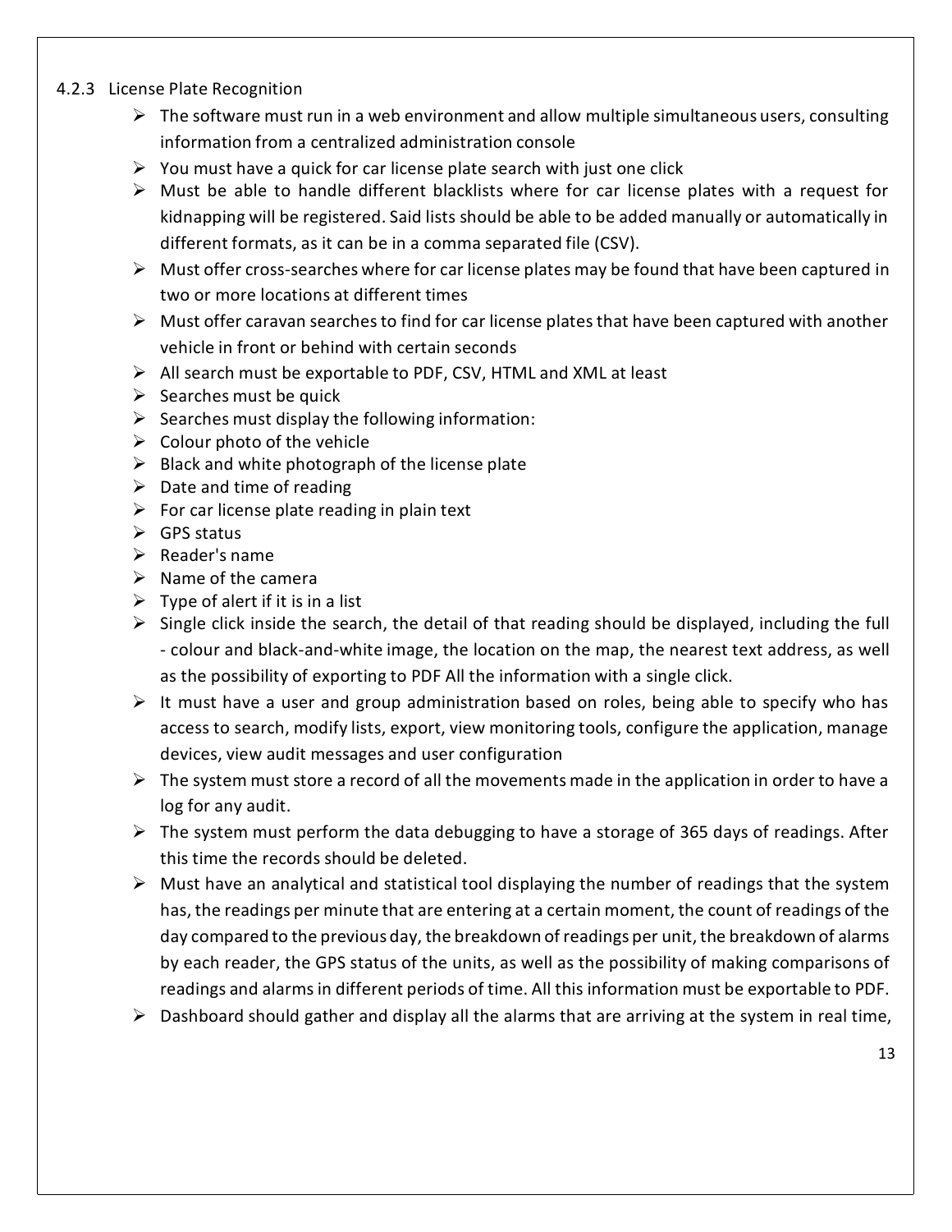4.2.3 License Plate Recognition

- The software must run in a web environment and allow multiple simultaneous users, consulting information from a centralized administration console
- You must have a quick for car license plate search with just one click
- Must be able to handle different blacklists where for car license plates with a request for kidnapping will be registered. Said lists should be able to be added manually or automatically in different formats, as it can be in a comma separated file (CSV).
- Must offer cross-searches where for car license plates may be found that have been captured in two or more locations at different times
- Must offer caravan searches to find for car license plates that have been captured with another vehicle in front or behind with certain seconds
- All search must be exportable to PDF, CSV, HTML and XML at least
- Searches must be quick
- Searches must display the following information:
- Colour photo of the vehicle
- Black and white photograph of the license plate
- Date and time of reading
- For car license plate reading in plain text
- GPS status
- Reader's name
- Name of the camera
- Type of alert if it is in a list
- Single click inside the search, the detail of that reading should be displayed, including the full - colour and black-and-white image, the location on the map, the nearest text address, as well as the possibility of exporting to PDF All the information with a single click.
- It must have a user and group administration based on roles, being able to specify who has access to search, modify lists, export, view monitoring tools, configure the application, manage devices, view audit messages and user configuration
- The system must store a record of all the movements made in the application in order to have a log for any audit.
- The system must perform the data debugging to have a storage of 365 days of readings. After this time the records should be deleted.
- Must have an analytical and statistical tool displaying the number of readings that the system has, the readings per minute that are entering at a certain moment, the count of readings of the day compared to the previous day, the breakdown of readings per unit, the breakdown of alarms by each reader, the GPS status of the units, as well as the possibility of making comparisons of readings and alarms in different periods of time. All this information must be exportable to PDF.
- Dashboard should gather and display all the alarms that are arriving at the system in real time,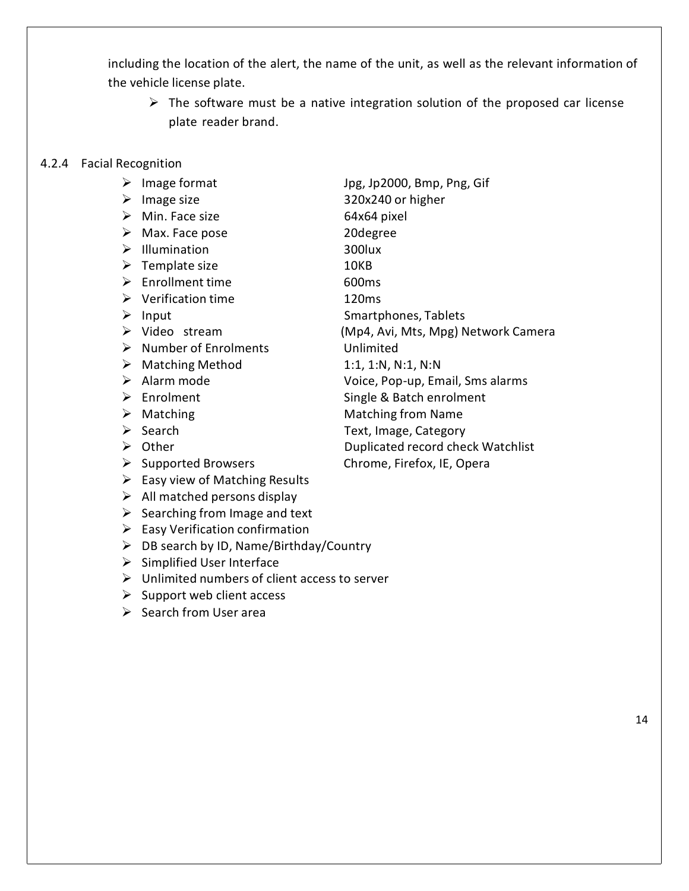including the location of the alert, the name of the unit, as well as the relevant information of the vehicle license plate.

- The software must be a native integration solution of the proposed car license plate reader brand.

### 4.2.4 Facial Recognition

- Image format — Jpg, Jp2000, Bmp, Png, Gif
- Image size — 320x240 or higher
- Min. Face size — 64x64 pixel
- Max. Face pose — 20degree
- Illumination — 300lux
- Template size — 10KB
- Enrollment time — 600ms
- Verification time — 120ms
- Input — Smartphones, Tablets
- Video stream — (Mp4, Avi, Mts, Mpg) Network Camera
- Number of Enrolments — Unlimited
- Matching Method — 1:1, 1:N, N:1, N:N
- Alarm mode — Voice, Pop-up, Email, Sms alarms
- Enrolment — Single & Batch enrolment
- Matching — Matching from Name
- Search — Text, Image, Category
- Other — Duplicated record check Watchlist
- Supported Browsers — Chrome, Firefox, IE, Opera
- Easy view of Matching Results
- All matched persons display
- Searching from Image and text
- Easy Verification confirmation
- DB search by ID, Name/Birthday/Country
- Simplified User Interface
- Unlimited numbers of client access to server
- Support web client access
- Search from User area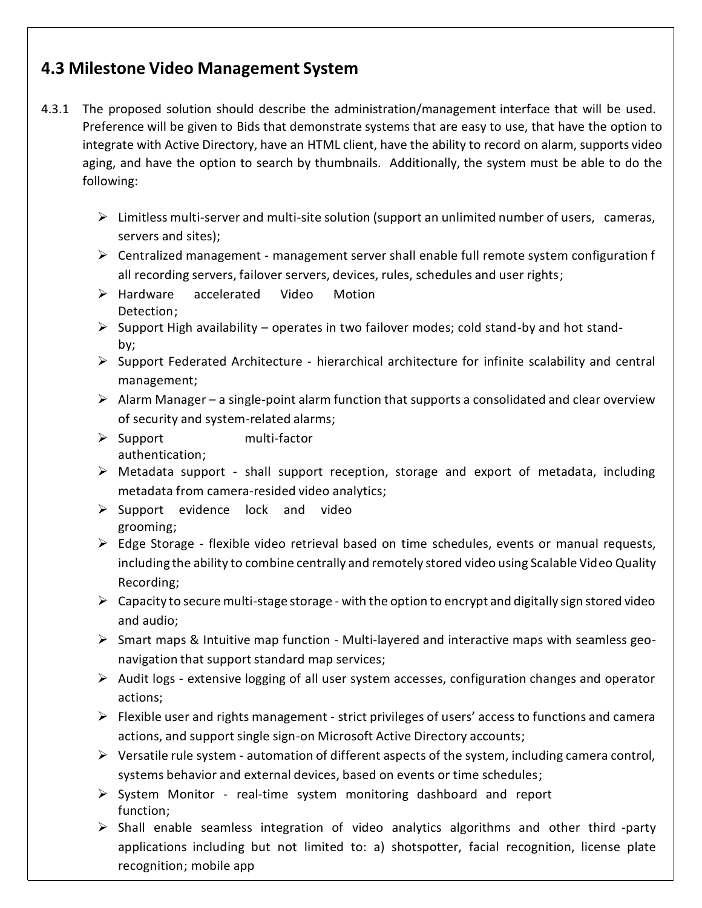## 4.3 Milestone Video Management System

4.3.1 The proposed solution should describe the administration/management interface that will be used. Preference will be given to Bids that demonstrate systems that are easy to use, that have the option to integrate with Active Directory, have an HTML client, have the ability to record on alarm, supports video aging, and have the option to search by thumbnails. Additionally, the system must be able to do the following:

- Limitless multi-server and multi-site solution (support an unlimited number of users, cameras, servers and sites);
- Centralized management - management server shall enable full remote system configuration f all recording servers, failover servers, devices, rules, schedules and user rights;
- Hardware accelerated Video Motion Detection;
- Support High availability – operates in two failover modes; cold stand-by and hot stand-by;
- Support Federated Architecture - hierarchical architecture for infinite scalability and central management;
- Alarm Manager – a single-point alarm function that supports a consolidated and clear overview of security and system-related alarms;
- Support multi-factor authentication;
- Metadata support - shall support reception, storage and export of metadata, including metadata from camera-resided video analytics;
- Support evidence lock and video grooming;
- Edge Storage - flexible video retrieval based on time schedules, events or manual requests, including the ability to combine centrally and remotely stored video using Scalable Video Quality Recording;
- Capacity to secure multi-stage storage - with the option to encrypt and digitally sign stored video and audio;
- Smart maps & Intuitive map function - Multi-layered and interactive maps with seamless geo-navigation that support standard map services;
- Audit logs - extensive logging of all user system accesses, configuration changes and operator actions;
- Flexible user and rights management - strict privileges of users' access to functions and camera actions, and support single sign-on Microsoft Active Directory accounts;
- Versatile rule system - automation of different aspects of the system, including camera control, systems behavior and external devices, based on events or time schedules;
- System Monitor - real-time system monitoring dashboard and report function;
- Shall enable seamless integration of video analytics algorithms and other third -party applications including but not limited to: a) shotspotter, facial recognition, license plate recognition; mobile app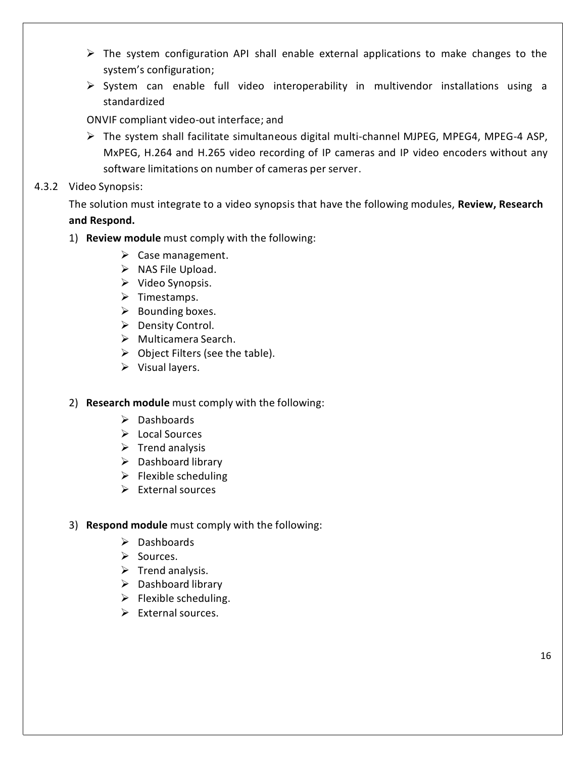- The system configuration API shall enable external applications to make changes to the system's configuration;
- System can enable full video interoperability in multivendor installations using a standardized

ONVIF compliant video-out interface; and

- The system shall facilitate simultaneous digital multi-channel MJPEG, MPEG4, MPEG-4 ASP, MxPEG, H.264 and H.265 video recording of IP cameras and IP video encoders without any software limitations on number of cameras per server.

4.3.2 Video Synopsis:

The solution must integrate to a video synopsis that have the following modules, **Review, Research and Respond.**

1) **Review module** must comply with the following:
   - Case management.
   - NAS File Upload.
   - Video Synopsis.
   - Timestamps.
   - Bounding boxes.
   - Density Control.
   - Multicamera Search.
   - Object Filters (see the table).
   - Visual layers.

2) **Research module** must comply with the following:
   - Dashboards
   - Local Sources
   - Trend analysis
   - Dashboard library
   - Flexible scheduling
   - External sources

3) **Respond module** must comply with the following:
   - Dashboards
   - Sources.
   - Trend analysis.
   - Dashboard library
   - Flexible scheduling.
   - External sources.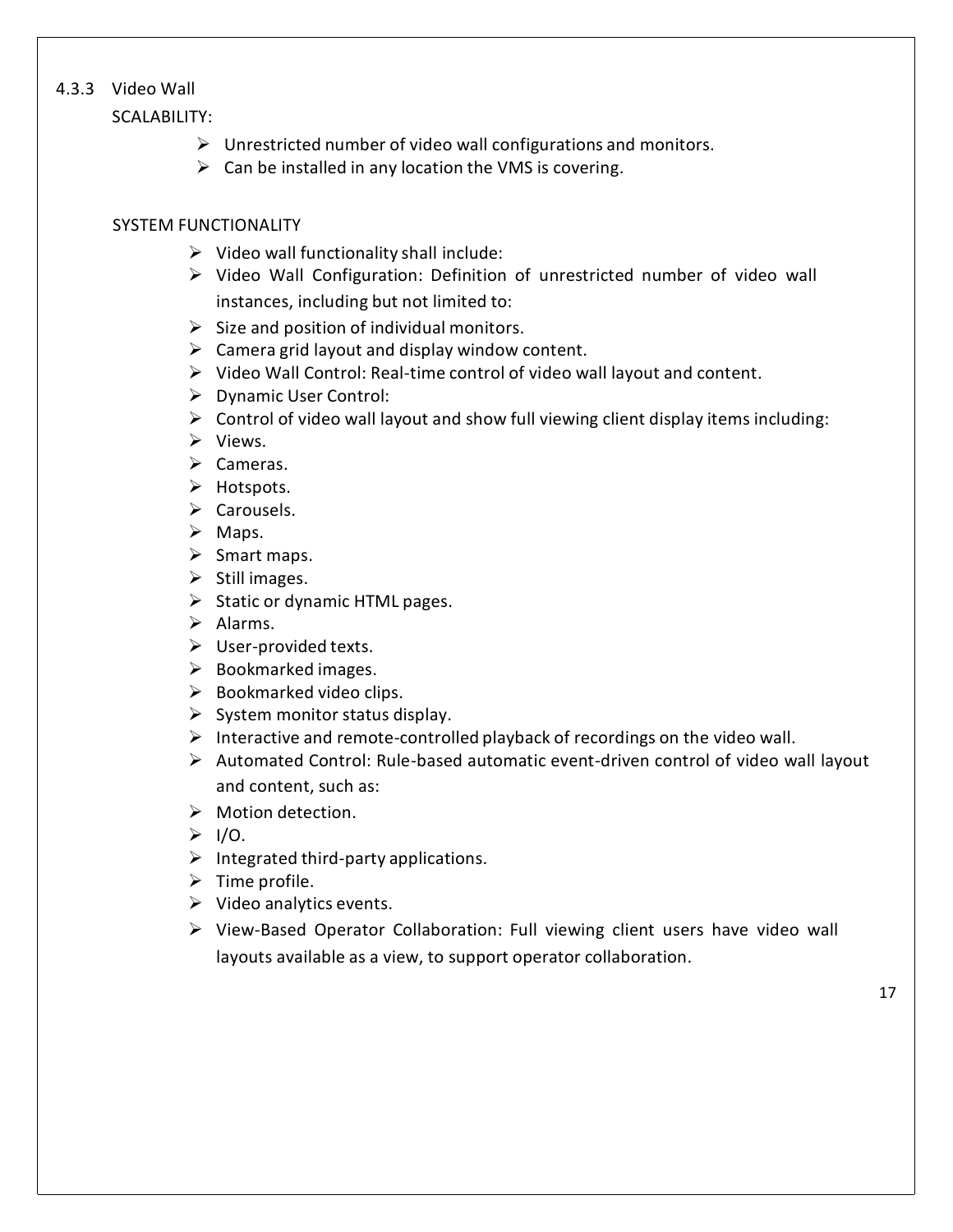### 4.3.3 Video Wall

SCALABILITY:

- Unrestricted number of video wall configurations and monitors.
- Can be installed in any location the VMS is covering.

SYSTEM FUNCTIONALITY

- Video wall functionality shall include:
- Video Wall Configuration: Definition of unrestricted number of video wall instances, including but not limited to:
- Size and position of individual monitors.
- Camera grid layout and display window content.
- Video Wall Control: Real-time control of video wall layout and content.
- Dynamic User Control:
- Control of video wall layout and show full viewing client display items including:
- Views.
- Cameras.
- Hotspots.
- Carousels.
- Maps.
- Smart maps.
- Still images.
- Static or dynamic HTML pages.
- Alarms.
- User-provided texts.
- Bookmarked images.
- Bookmarked video clips.
- System monitor status display.
- Interactive and remote-controlled playback of recordings on the video wall.
- Automated Control: Rule-based automatic event-driven control of video wall layout and content, such as:
- Motion detection.
- I/O.
- Integrated third-party applications.
- Time profile.
- Video analytics events.
- View-Based Operator Collaboration: Full viewing client users have video wall layouts available as a view, to support operator collaboration.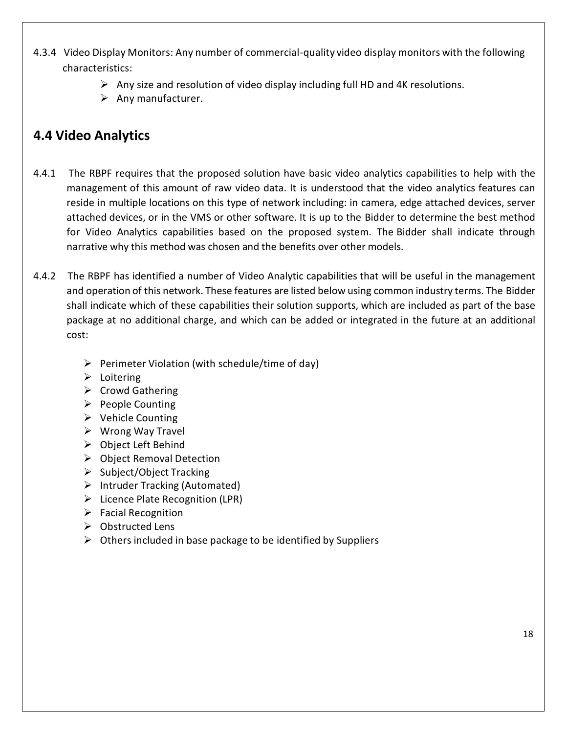4.3.4 Video Display Monitors: Any number of commercial-quality video display monitors with the following characteristics:

- Any size and resolution of video display including full HD and 4K resolutions.
- Any manufacturer.

## 4.4 Video Analytics

4.4.1 The RBPF requires that the proposed solution have basic video analytics capabilities to help with the management of this amount of raw video data. It is understood that the video analytics features can reside in multiple locations on this type of network including: in camera, edge attached devices, server attached devices, or in the VMS or other software. It is up to the Bidder to determine the best method for Video Analytics capabilities based on the proposed system. The Bidder shall indicate through narrative why this method was chosen and the benefits over other models.

4.4.2 The RBPF has identified a number of Video Analytic capabilities that will be useful in the management and operation of this network. These features are listed below using common industry terms. The Bidder shall indicate which of these capabilities their solution supports, which are included as part of the base package at no additional charge, and which can be added or integrated in the future at an additional cost:

- Perimeter Violation (with schedule/time of day)
- Loitering
- Crowd Gathering
- People Counting
- Vehicle Counting
- Wrong Way Travel
- Object Left Behind
- Object Removal Detection
- Subject/Object Tracking
- Intruder Tracking (Automated)
- Licence Plate Recognition (LPR)
- Facial Recognition
- Obstructed Lens
- Others included in base package to be identified by Suppliers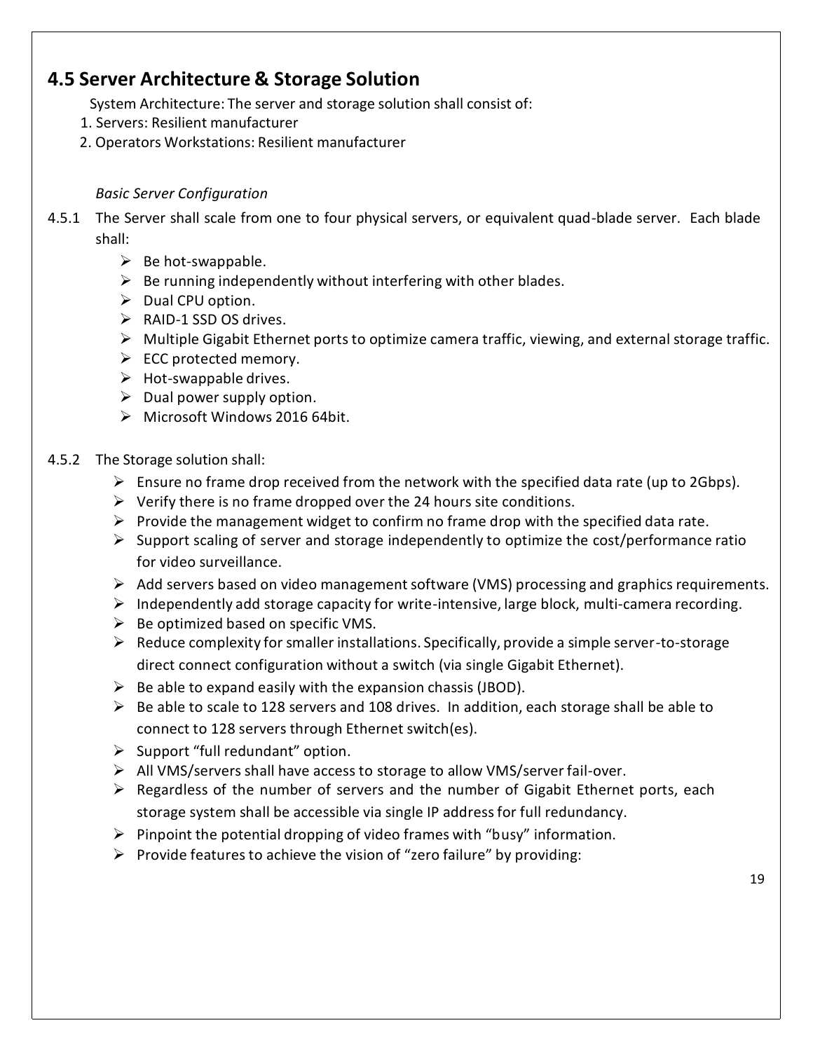## 4.5 Server Architecture & Storage Solution

System Architecture: The server and storage solution shall consist of:

1. Servers: Resilient manufacturer
2. Operators Workstations: Resilient manufacturer

*Basic Server Configuration*

4.5.1 The Server shall scale from one to four physical servers, or equivalent quad-blade server. Each blade shall:

- Be hot-swappable.
- Be running independently without interfering with other blades.
- Dual CPU option.
- RAID-1 SSD OS drives.
- Multiple Gigabit Ethernet ports to optimize camera traffic, viewing, and external storage traffic.
- ECC protected memory.
- Hot-swappable drives.
- Dual power supply option.
- Microsoft Windows 2016 64bit.

4.5.2 The Storage solution shall:

- Ensure no frame drop received from the network with the specified data rate (up to 2Gbps).
- Verify there is no frame dropped over the 24 hours site conditions.
- Provide the management widget to confirm no frame drop with the specified data rate.
- Support scaling of server and storage independently to optimize the cost/performance ratio for video surveillance.
- Add servers based on video management software (VMS) processing and graphics requirements.
- Independently add storage capacity for write-intensive, large block, multi-camera recording.
- Be optimized based on specific VMS.
- Reduce complexity for smaller installations. Specifically, provide a simple server-to-storage direct connect configuration without a switch (via single Gigabit Ethernet).
- Be able to expand easily with the expansion chassis (JBOD).
- Be able to scale to 128 servers and 108 drives. In addition, each storage shall be able to connect to 128 servers through Ethernet switch(es).
- Support "full redundant" option.
- All VMS/servers shall have access to storage to allow VMS/server fail-over.
- Regardless of the number of servers and the number of Gigabit Ethernet ports, each storage system shall be accessible via single IP address for full redundancy.
- Pinpoint the potential dropping of video frames with "busy" information.
- Provide features to achieve the vision of "zero failure" by providing: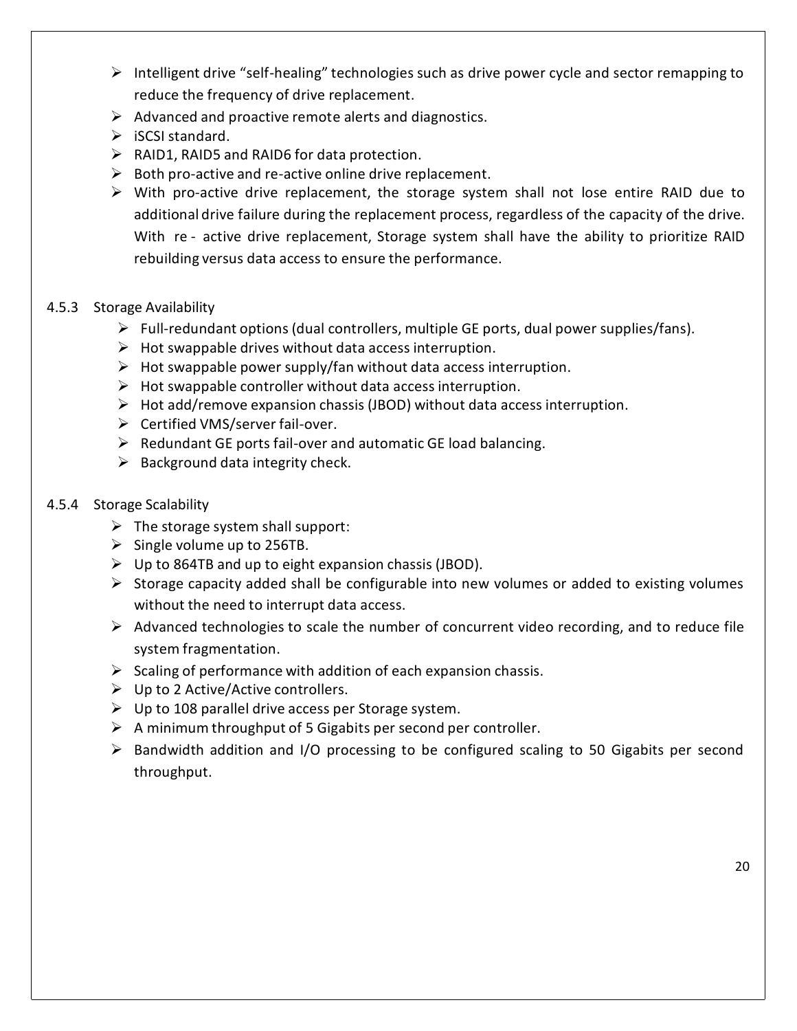- Intelligent drive "self-healing" technologies such as drive power cycle and sector remapping to reduce the frequency of drive replacement.
- Advanced and proactive remote alerts and diagnostics.
- iSCSI standard.
- RAID1, RAID5 and RAID6 for data protection.
- Both pro-active and re-active online drive replacement.
- With pro-active drive replacement, the storage system shall not lose entire RAID due to additional drive failure during the replacement process, regardless of the capacity of the drive. With re - active drive replacement, Storage system shall have the ability to prioritize RAID rebuilding versus data access to ensure the performance.

### 4.5.3 Storage Availability

- Full-redundant options (dual controllers, multiple GE ports, dual power supplies/fans).
- Hot swappable drives without data access interruption.
- Hot swappable power supply/fan without data access interruption.
- Hot swappable controller without data access interruption.
- Hot add/remove expansion chassis (JBOD) without data access interruption.
- Certified VMS/server fail-over.
- Redundant GE ports fail-over and automatic GE load balancing.
- Background data integrity check.

### 4.5.4 Storage Scalability

- The storage system shall support:
- Single volume up to 256TB.
- Up to 864TB and up to eight expansion chassis (JBOD).
- Storage capacity added shall be configurable into new volumes or added to existing volumes without the need to interrupt data access.
- Advanced technologies to scale the number of concurrent video recording, and to reduce file system fragmentation.
- Scaling of performance with addition of each expansion chassis.
- Up to 2 Active/Active controllers.
- Up to 108 parallel drive access per Storage system.
- A minimum throughput of 5 Gigabits per second per controller.
- Bandwidth addition and I/O processing to be configured scaling to 50 Gigabits per second throughput.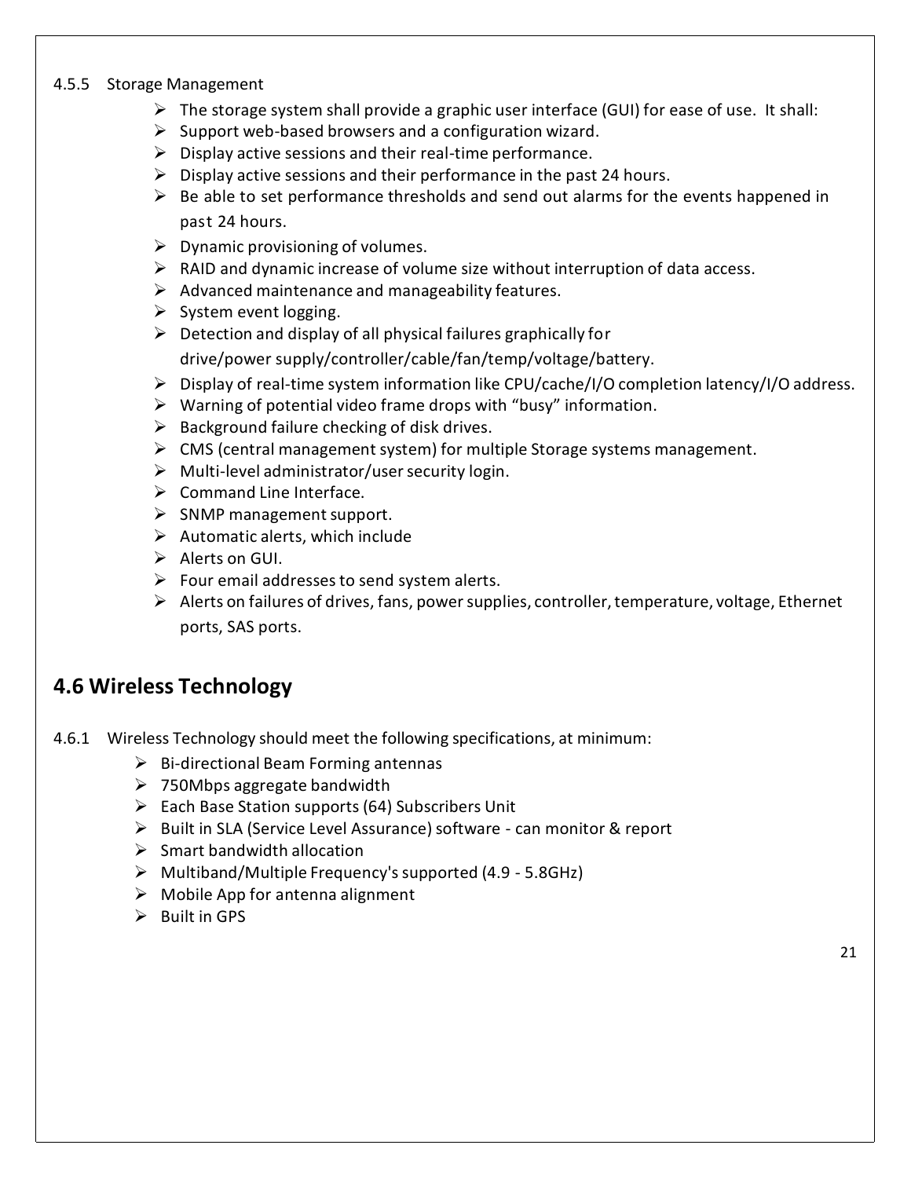4.5.5 Storage Management

- The storage system shall provide a graphic user interface (GUI) for ease of use. It shall:
- Support web-based browsers and a configuration wizard.
- Display active sessions and their real-time performance.
- Display active sessions and their performance in the past 24 hours.
- Be able to set performance thresholds and send out alarms for the events happened in past 24 hours.
- Dynamic provisioning of volumes.
- RAID and dynamic increase of volume size without interruption of data access.
- Advanced maintenance and manageability features.
- System event logging.
- Detection and display of all physical failures graphically for drive/power supply/controller/cable/fan/temp/voltage/battery.
- Display of real-time system information like CPU/cache/I/O completion latency/I/O address.
- Warning of potential video frame drops with "busy" information.
- Background failure checking of disk drives.
- CMS (central management system) for multiple Storage systems management.
- Multi-level administrator/user security login.
- Command Line Interface.
- SNMP management support.
- Automatic alerts, which include
- Alerts on GUI.
- Four email addresses to send system alerts.
- Alerts on failures of drives, fans, power supplies, controller, temperature, voltage, Ethernet ports, SAS ports.

## 4.6 Wireless Technology

4.6.1 Wireless Technology should meet the following specifications, at minimum:

- Bi-directional Beam Forming antennas
- 750Mbps aggregate bandwidth
- Each Base Station supports (64) Subscribers Unit
- Built in SLA (Service Level Assurance) software - can monitor & report
- Smart bandwidth allocation
- Multiband/Multiple Frequency's supported (4.9 - 5.8GHz)
- Mobile App for antenna alignment
- Built in GPS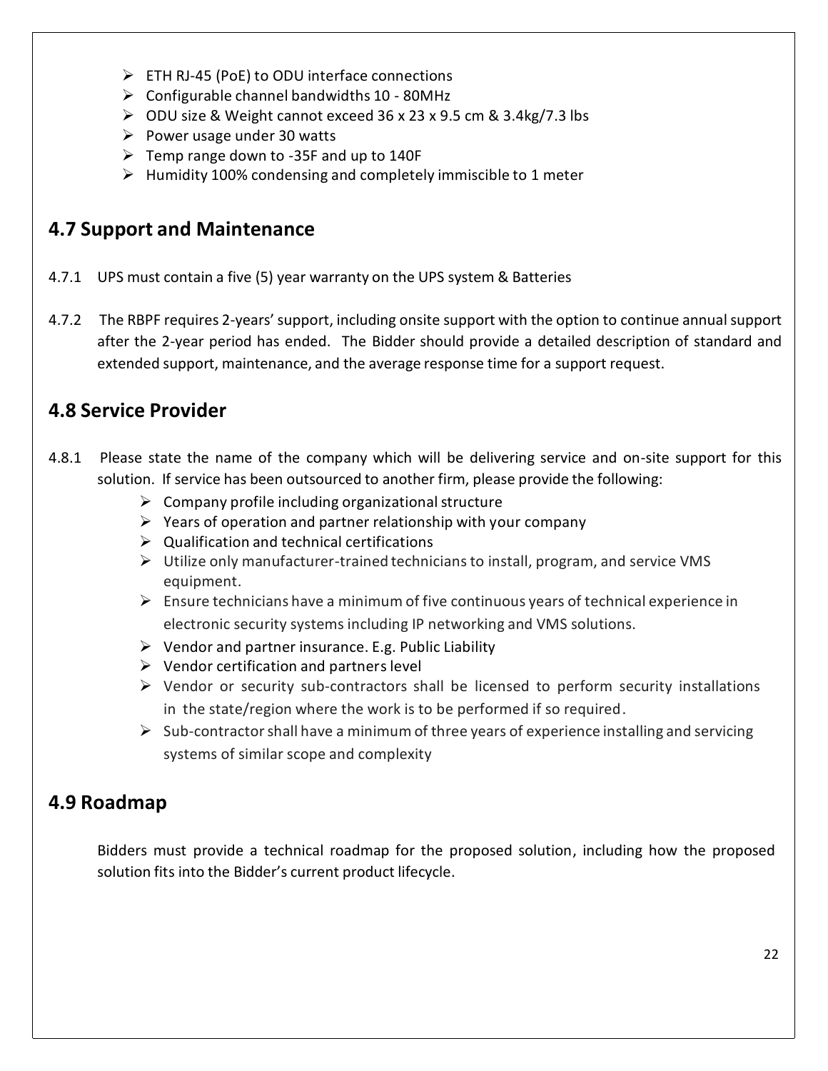- ETH RJ-45 (PoE) to ODU interface connections
- Configurable channel bandwidths 10 - 80MHz
- ODU size & Weight cannot exceed 36 x 23 x 9.5 cm & 3.4kg/7.3 lbs
- Power usage under 30 watts
- Temp range down to -35F and up to 140F
- Humidity 100% condensing and completely immiscible to 1 meter

## 4.7 Support and Maintenance

4.7.1 UPS must contain a five (5) year warranty on the UPS system & Batteries

4.7.2 The RBPF requires 2-years' support, including onsite support with the option to continue annual support after the 2-year period has ended. The Bidder should provide a detailed description of standard and extended support, maintenance, and the average response time for a support request.

## 4.8 Service Provider

4.8.1 Please state the name of the company which will be delivering service and on-site support for this solution. If service has been outsourced to another firm, please provide the following:

- Company profile including organizational structure
- Years of operation and partner relationship with your company
- Qualification and technical certifications
- Utilize only manufacturer-trained technicians to install, program, and service VMS equipment.
- Ensure technicians have a minimum of five continuous years of technical experience in electronic security systems including IP networking and VMS solutions.
- Vendor and partner insurance. E.g. Public Liability
- Vendor certification and partners level
- Vendor or security sub-contractors shall be licensed to perform security installations in the state/region where the work is to be performed if so required.
- Sub-contractor shall have a minimum of three years of experience installing and servicing systems of similar scope and complexity

## 4.9 Roadmap

Bidders must provide a technical roadmap for the proposed solution, including how the proposed solution fits into the Bidder's current product lifecycle.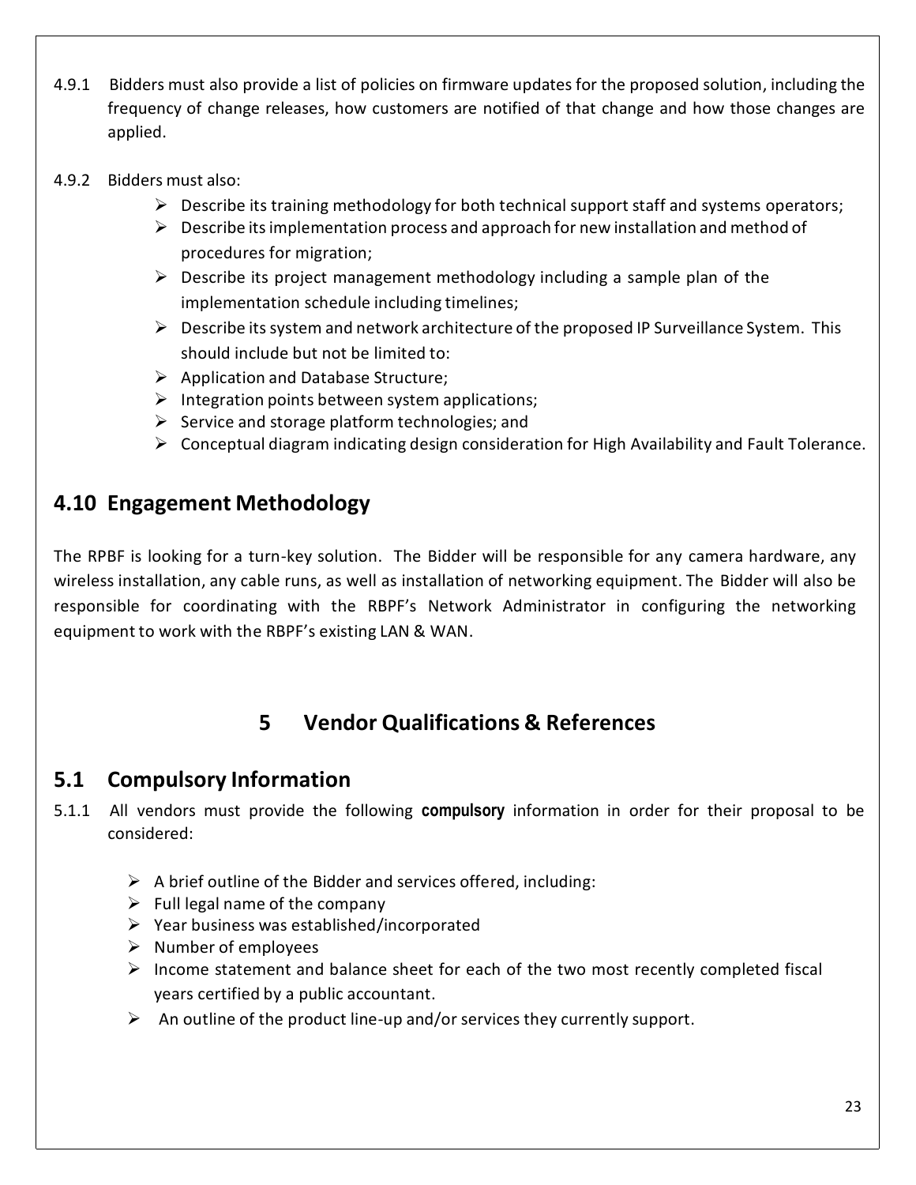4.9.1 Bidders must also provide a list of policies on firmware updates for the proposed solution, including the frequency of change releases, how customers are notified of that change and how those changes are applied.

4.9.2 Bidders must also:

- Describe its training methodology for both technical support staff and systems operators;
- Describe its implementation process and approach for new installation and method of procedures for migration;
- Describe its project management methodology including a sample plan of the implementation schedule including timelines;
- Describe its system and network architecture of the proposed IP Surveillance System. This should include but not be limited to:
- Application and Database Structure;
- Integration points between system applications;
- Service and storage platform technologies; and
- Conceptual diagram indicating design consideration for High Availability and Fault Tolerance.

## 4.10 Engagement Methodology

The RPBF is looking for a turn-key solution. The Bidder will be responsible for any camera hardware, any wireless installation, any cable runs, as well as installation of networking equipment. The Bidder will also be responsible for coordinating with the RBPF's Network Administrator in configuring the networking equipment to work with the RBPF's existing LAN & WAN.

# 5 Vendor Qualifications & References

## 5.1 Compulsory Information

5.1.1 All vendors must provide the following **compulsory** information in order for their proposal to be considered:

- A brief outline of the Bidder and services offered, including:
- Full legal name of the company
- Year business was established/incorporated
- Number of employees
- Income statement and balance sheet for each of the two most recently completed fiscal years certified by a public accountant.
- An outline of the product line-up and/or services they currently support.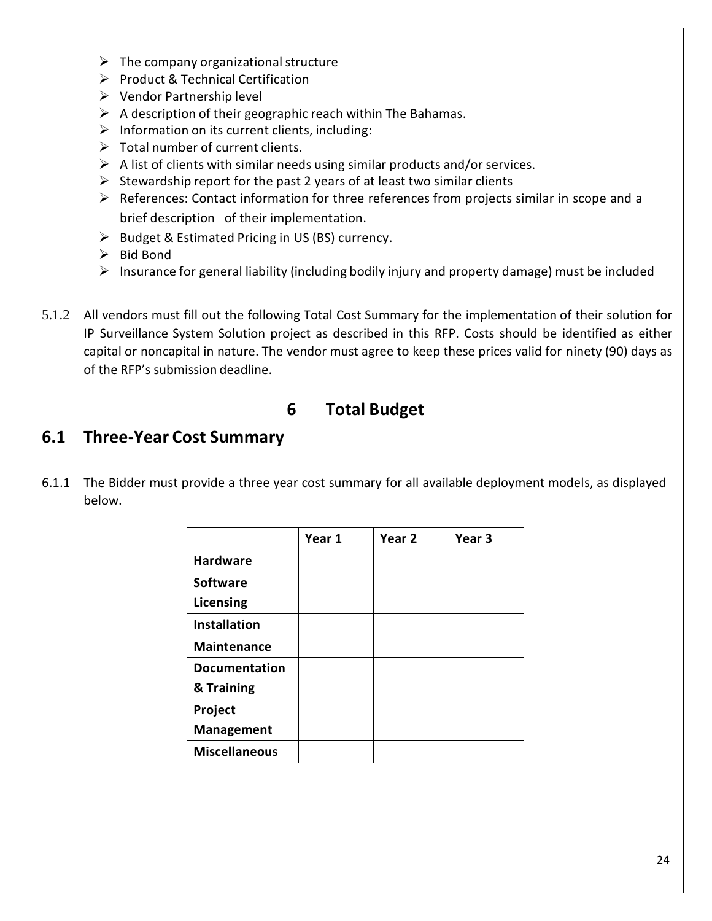- The company organizational structure
- Product & Technical Certification
- Vendor Partnership level
- A description of their geographic reach within The Bahamas.
- Information on its current clients, including:
- Total number of current clients.
- A list of clients with similar needs using similar products and/or services.
- Stewardship report for the past 2 years of at least two similar clients
- References: Contact information for three references from projects similar in scope and a brief description of their implementation.
- Budget & Estimated Pricing in US (BS) currency.
- Bid Bond
- Insurance for general liability (including bodily injury and property damage) must be included

5.1.2 All vendors must fill out the following Total Cost Summary for the implementation of their solution for IP Surveillance System Solution project as described in this RFP. Costs should be identified as either capital or noncapital in nature. The vendor must agree to keep these prices valid for ninety (90) days as of the RFP's submission deadline.

# 6 Total Budget

## 6.1 Three-Year Cost Summary

6.1.1 The Bidder must provide a three year cost summary for all available deployment models, as displayed below.

| | Year 1 | Year 2 | Year 3 |
|---|---|---|---|
| **Hardware** | | | |
| **Software Licensing** | | | |
| **Installation** | | | |
| **Maintenance** | | | |
| **Documentation & Training** | | | |
| **Project Management** | | | |
| **Miscellaneous** | | | |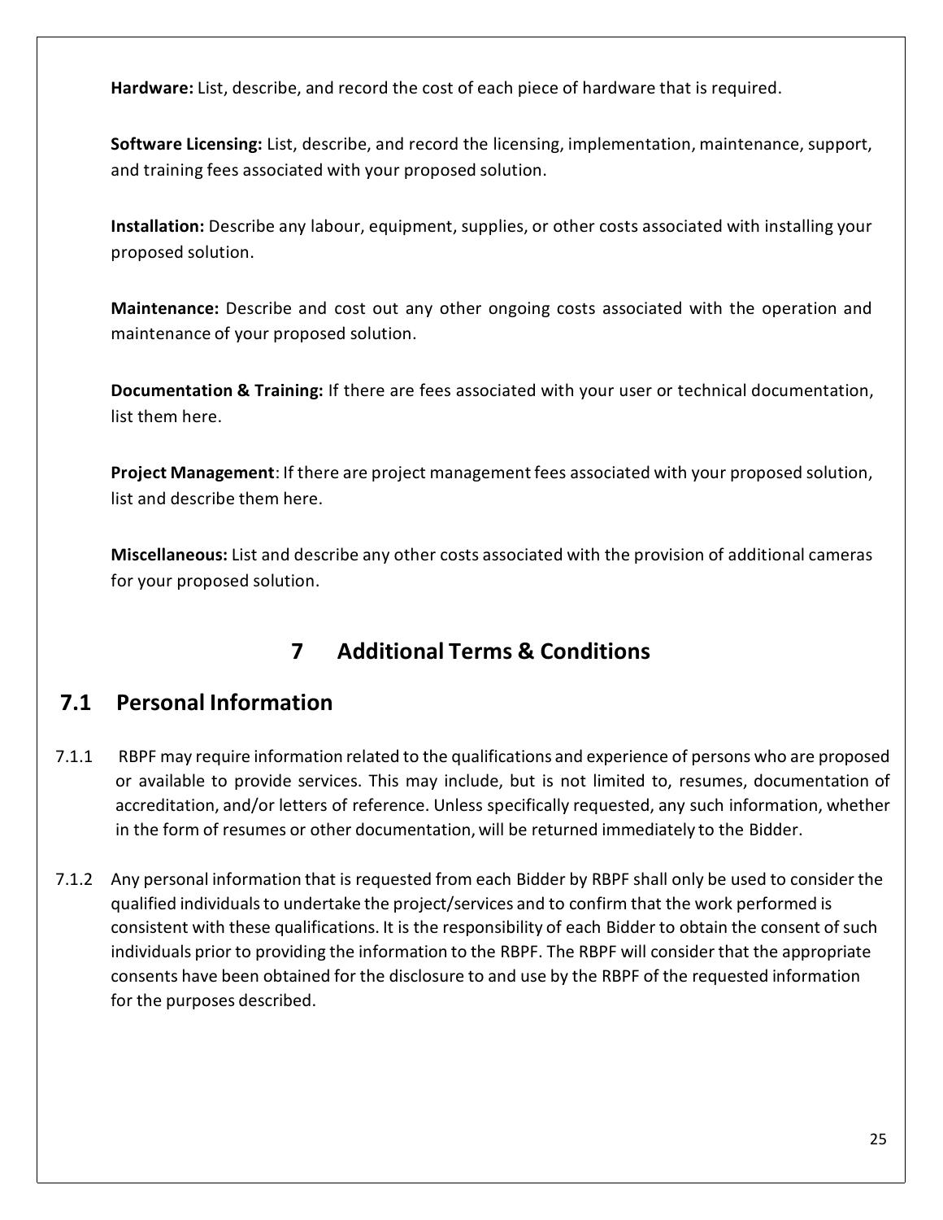**Hardware:** List, describe, and record the cost of each piece of hardware that is required.

**Software Licensing:** List, describe, and record the licensing, implementation, maintenance, support, and training fees associated with your proposed solution.

**Installation:** Describe any labour, equipment, supplies, or other costs associated with installing your proposed solution.

**Maintenance:** Describe and cost out any other ongoing costs associated with the operation and maintenance of your proposed solution.

**Documentation & Training:** If there are fees associated with your user or technical documentation, list them here.

**Project Management**: If there are project management fees associated with your proposed solution, list and describe them here.

**Miscellaneous:** List and describe any other costs associated with the provision of additional cameras for your proposed solution.

# 7 Additional Terms & Conditions

## 7.1 Personal Information

7.1.1 RBPF may require information related to the qualifications and experience of persons who are proposed or available to provide services. This may include, but is not limited to, resumes, documentation of accreditation, and/or letters of reference. Unless specifically requested, any such information, whether in the form of resumes or other documentation, will be returned immediately to the Bidder.

7.1.2 Any personal information that is requested from each Bidder by RBPF shall only be used to consider the qualified individuals to undertake the project/services and to confirm that the work performed is consistent with these qualifications. It is the responsibility of each Bidder to obtain the consent of such individuals prior to providing the information to the RBPF. The RBPF will consider that the appropriate consents have been obtained for the disclosure to and use by the RBPF of the requested information for the purposes described.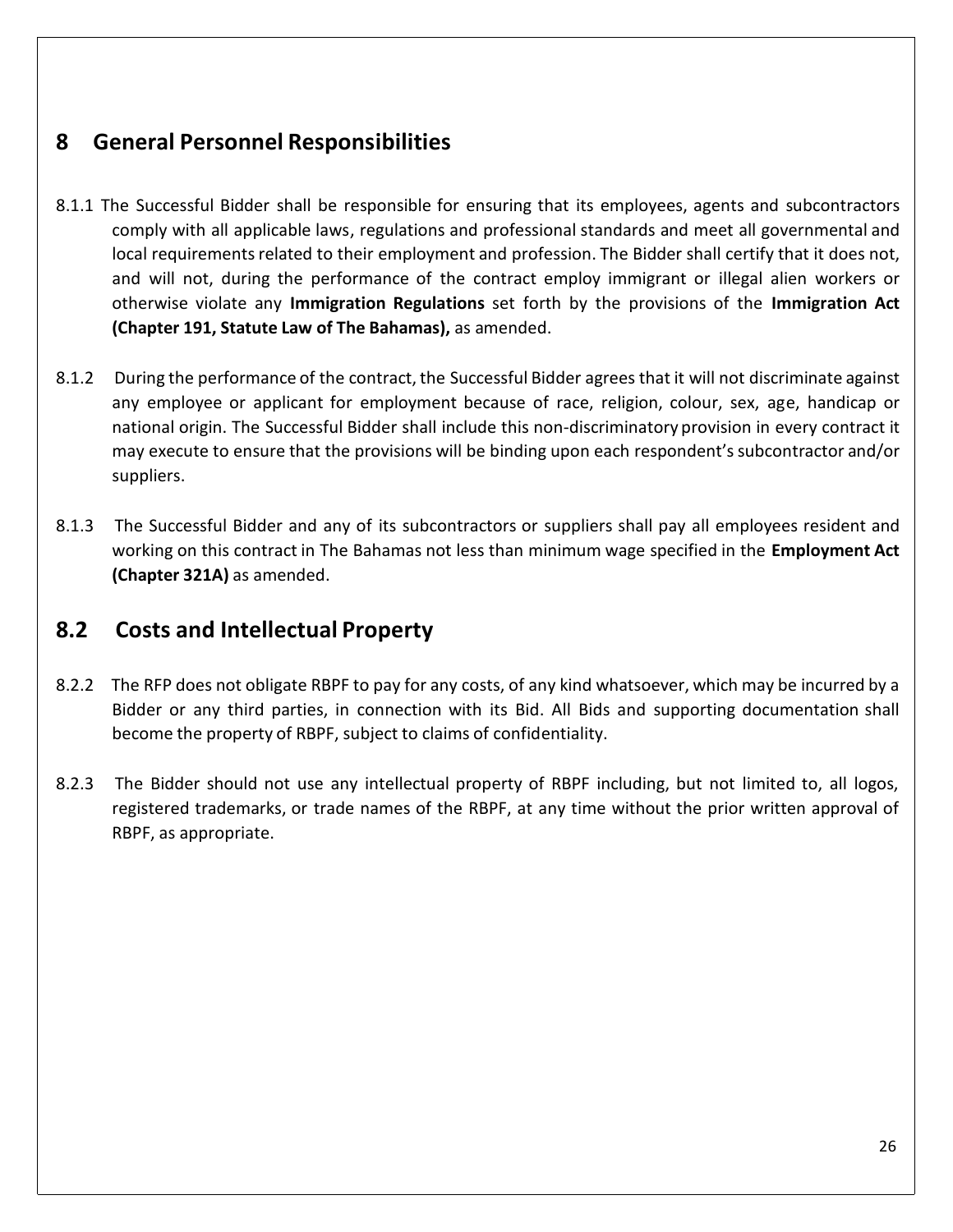## 8 General Personnel Responsibilities

8.1.1 The Successful Bidder shall be responsible for ensuring that its employees, agents and subcontractors comply with all applicable laws, regulations and professional standards and meet all governmental and local requirements related to their employment and profession. The Bidder shall certify that it does not, and will not, during the performance of the contract employ immigrant or illegal alien workers or otherwise violate any **Immigration Regulations** set forth by the provisions of the **Immigration Act (Chapter 191, Statute Law of The Bahamas),** as amended.

8.1.2 During the performance of the contract, the Successful Bidder agrees that it will not discriminate against any employee or applicant for employment because of race, religion, colour, sex, age, handicap or national origin. The Successful Bidder shall include this non-discriminatory provision in every contract it may execute to ensure that the provisions will be binding upon each respondent's subcontractor and/or suppliers.

8.1.3 The Successful Bidder and any of its subcontractors or suppliers shall pay all employees resident and working on this contract in The Bahamas not less than minimum wage specified in the **Employment Act (Chapter 321A)** as amended.

## 8.2 Costs and Intellectual Property

8.2.2 The RFP does not obligate RBPF to pay for any costs, of any kind whatsoever, which may be incurred by a Bidder or any third parties, in connection with its Bid. All Bids and supporting documentation shall become the property of RBPF, subject to claims of confidentiality.

8.2.3 The Bidder should not use any intellectual property of RBPF including, but not limited to, all logos, registered trademarks, or trade names of the RBPF, at any time without the prior written approval of RBPF, as appropriate.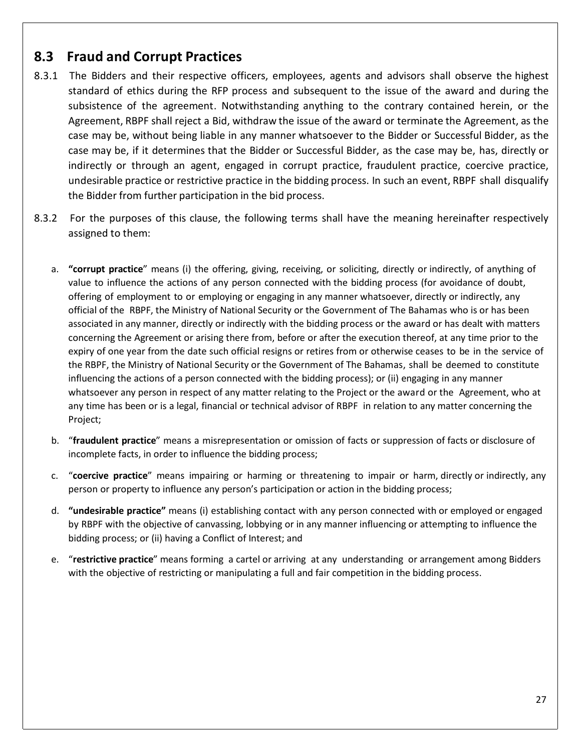## 8.3 Fraud and Corrupt Practices

8.3.1 The Bidders and their respective officers, employees, agents and advisors shall observe the highest standard of ethics during the RFP process and subsequent to the issue of the award and during the subsistence of the agreement. Notwithstanding anything to the contrary contained herein, or the Agreement, RBPF shall reject a Bid, withdraw the issue of the award or terminate the Agreement, as the case may be, without being liable in any manner whatsoever to the Bidder or Successful Bidder, as the case may be, if it determines that the Bidder or Successful Bidder, as the case may be, has, directly or indirectly or through an agent, engaged in corrupt practice, fraudulent practice, coercive practice, undesirable practice or restrictive practice in the bidding process. In such an event, RBPF shall disqualify the Bidder from further participation in the bid process.

8.3.2 For the purposes of this clause, the following terms shall have the meaning hereinafter respectively assigned to them:

a. **"corrupt practice"** means (i) the offering, giving, receiving, or soliciting, directly or indirectly, of anything of value to influence the actions of any person connected with the bidding process (for avoidance of doubt, offering of employment to or employing or engaging in any manner whatsoever, directly or indirectly, any official of the RBPF, the Ministry of National Security or the Government of The Bahamas who is or has been associated in any manner, directly or indirectly with the bidding process or the award or has dealt with matters concerning the Agreement or arising there from, before or after the execution thereof, at any time prior to the expiry of one year from the date such official resigns or retires from or otherwise ceases to be in the service of the RBPF, the Ministry of National Security or the Government of The Bahamas, shall be deemed to constitute influencing the actions of a person connected with the bidding process); or (ii) engaging in any manner whatsoever any person in respect of any matter relating to the Project or the award or the Agreement, who at any time has been or is a legal, financial or technical advisor of RBPF in relation to any matter concerning the Project;

b. "**fraudulent practice**" means a misrepresentation or omission of facts or suppression of facts or disclosure of incomplete facts, in order to influence the bidding process;

c. "**coercive practice**" means impairing or harming or threatening to impair or harm, directly or indirectly, any person or property to influence any person's participation or action in the bidding process;

d. **"undesirable practice"** means (i) establishing contact with any person connected with or employed or engaged by RBPF with the objective of canvassing, lobbying or in any manner influencing or attempting to influence the bidding process; or (ii) having a Conflict of Interest; and

e. "**restrictive practice**" means forming a cartel or arriving at any understanding or arrangement among Bidders with the objective of restricting or manipulating a full and fair competition in the bidding process.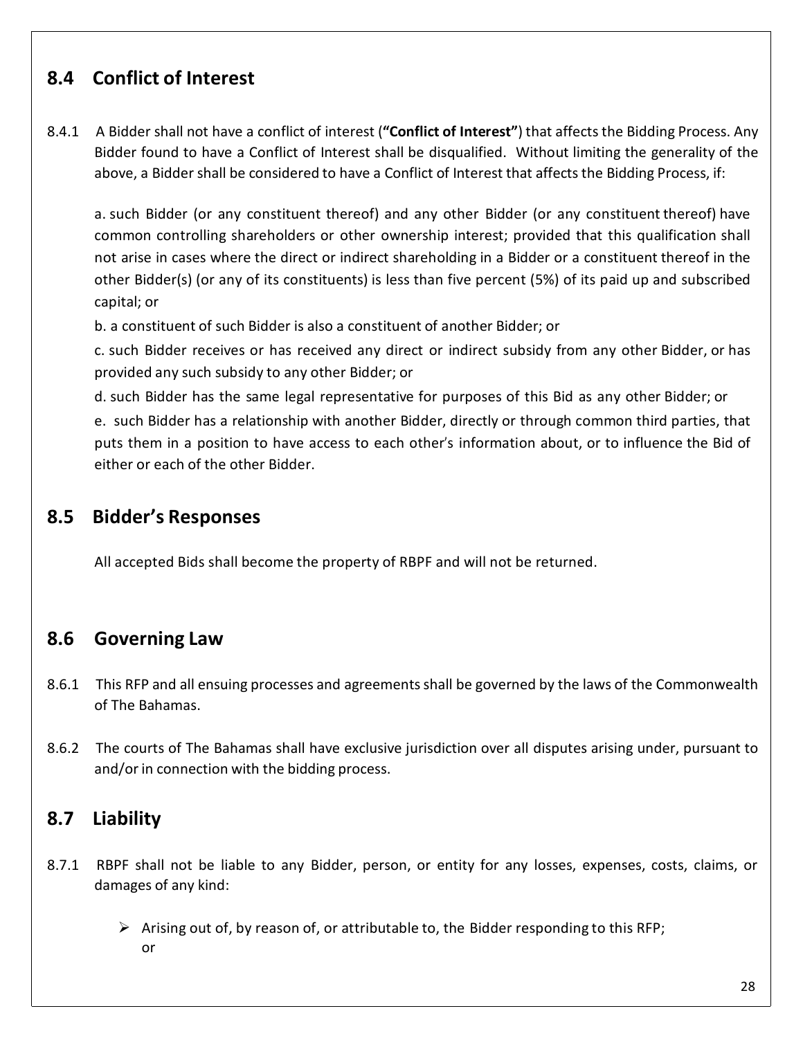## 8.4 Conflict of Interest

8.4.1 A Bidder shall not have a conflict of interest (**"Conflict of Interest"**) that affects the Bidding Process. Any Bidder found to have a Conflict of Interest shall be disqualified. Without limiting the generality of the above, a Bidder shall be considered to have a Conflict of Interest that affects the Bidding Process, if:

a. such Bidder (or any constituent thereof) and any other Bidder (or any constituent thereof) have common controlling shareholders or other ownership interest; provided that this qualification shall not arise in cases where the direct or indirect shareholding in a Bidder or a constituent thereof in the other Bidder(s) (or any of its constituents) is less than five percent (5%) of its paid up and subscribed capital; or

b. a constituent of such Bidder is also a constituent of another Bidder; or

c. such Bidder receives or has received any direct or indirect subsidy from any other Bidder, or has provided any such subsidy to any other Bidder; or

d. such Bidder has the same legal representative for purposes of this Bid as any other Bidder; or

e. such Bidder has a relationship with another Bidder, directly or through common third parties, that puts them in a position to have access to each other's information about, or to influence the Bid of either or each of the other Bidder.

## 8.5 Bidder's Responses

All accepted Bids shall become the property of RBPF and will not be returned.

## 8.6 Governing Law

8.6.1 This RFP and all ensuing processes and agreements shall be governed by the laws of the Commonwealth of The Bahamas.

8.6.2 The courts of The Bahamas shall have exclusive jurisdiction over all disputes arising under, pursuant to and/or in connection with the bidding process.

## 8.7 Liability

8.7.1 RBPF shall not be liable to any Bidder, person, or entity for any losses, expenses, costs, claims, or damages of any kind:

- Arising out of, by reason of, or attributable to, the Bidder responding to this RFP; or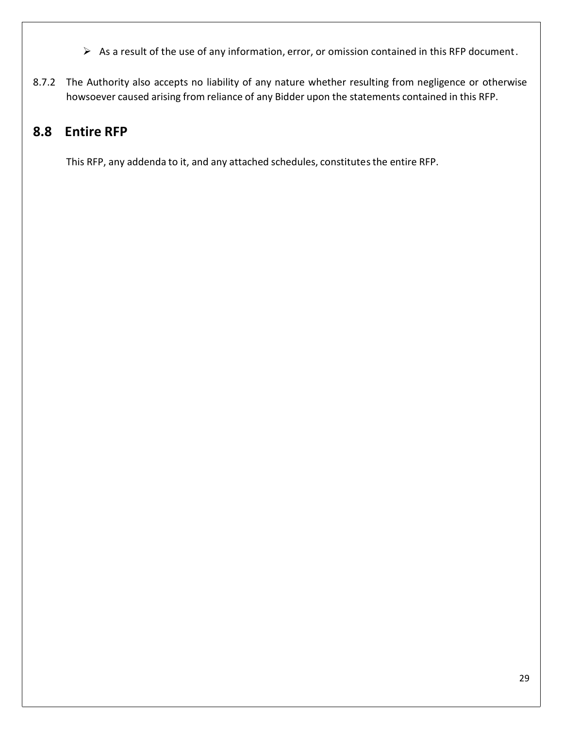- As a result of the use of any information, error, or omission contained in this RFP document.

8.7.2 The Authority also accepts no liability of any nature whether resulting from negligence or otherwise howsoever caused arising from reliance of any Bidder upon the statements contained in this RFP.

## 8.8 Entire RFP

This RFP, any addenda to it, and any attached schedules, constitutes the entire RFP.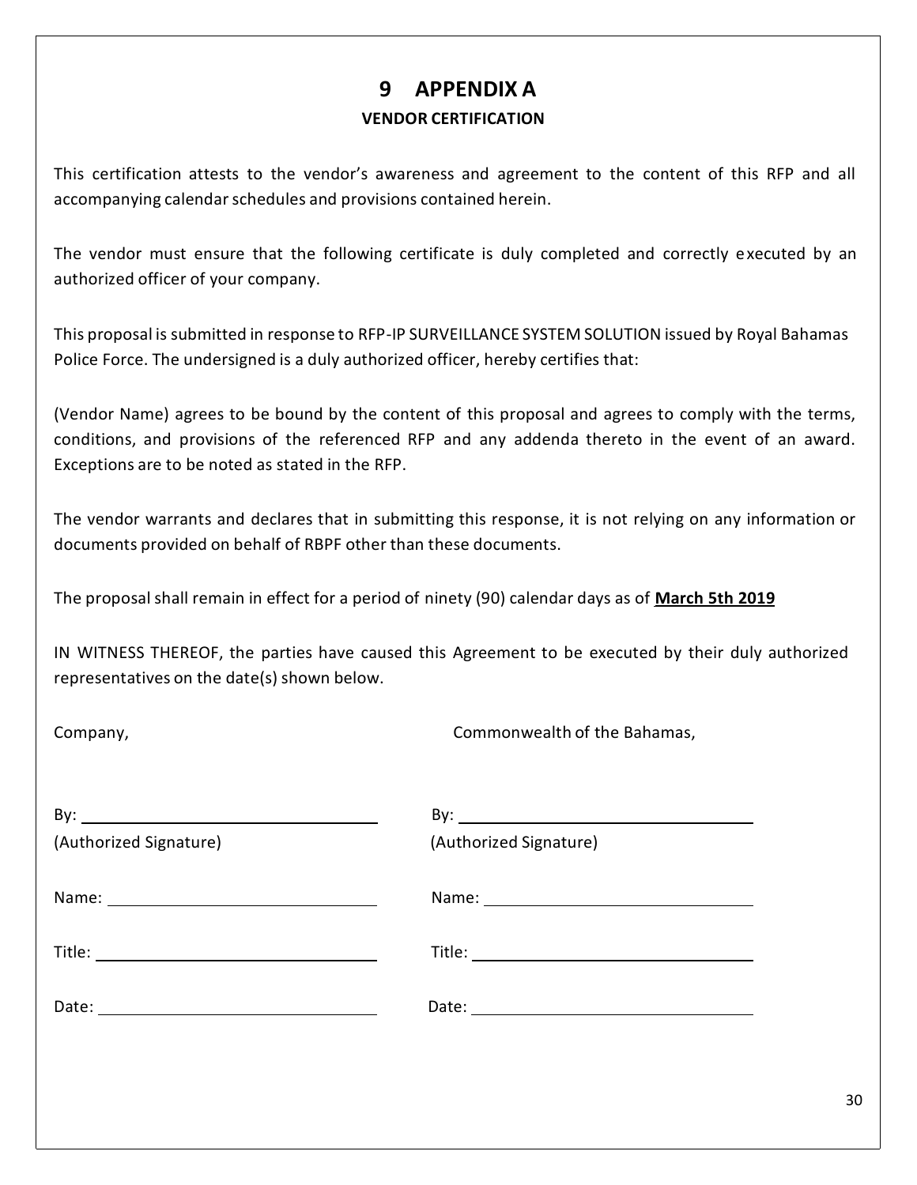# 9 APPENDIX A

**VENDOR CERTIFICATION**

This certification attests to the vendor's awareness and agreement to the content of this RFP and all accompanying calendar schedules and provisions contained herein.

The vendor must ensure that the following certificate is duly completed and correctly executed by an authorized officer of your company.

This proposal is submitted in response to RFP-IP SURVEILLANCE SYSTEM SOLUTION issued by Royal Bahamas Police Force. The undersigned is a duly authorized officer, hereby certifies that:

(Vendor Name) agrees to be bound by the content of this proposal and agrees to comply with the terms, conditions, and provisions of the referenced RFP and any addenda thereto in the event of an award. Exceptions are to be noted as stated in the RFP.

The vendor warrants and declares that in submitting this response, it is not relying on any information or documents provided on behalf of RBPF other than these documents.

The proposal shall remain in effect for a period of ninety (90) calendar days as of **March 5th 2019**

IN WITNESS THEREOF, the parties have caused this Agreement to be executed by their duly authorized representatives on the date(s) shown below.

| Company, | Commonwealth of the Bahamas, |
|---|---|
| By: ______________________________ | By: ______________________________ |
| (Authorized Signature) | (Authorized Signature) |
| Name: ______________________________ | Name: ______________________________ |
| Title: ______________________________ | Title: ______________________________ |
| Date: ______________________________ | Date: ______________________________ |